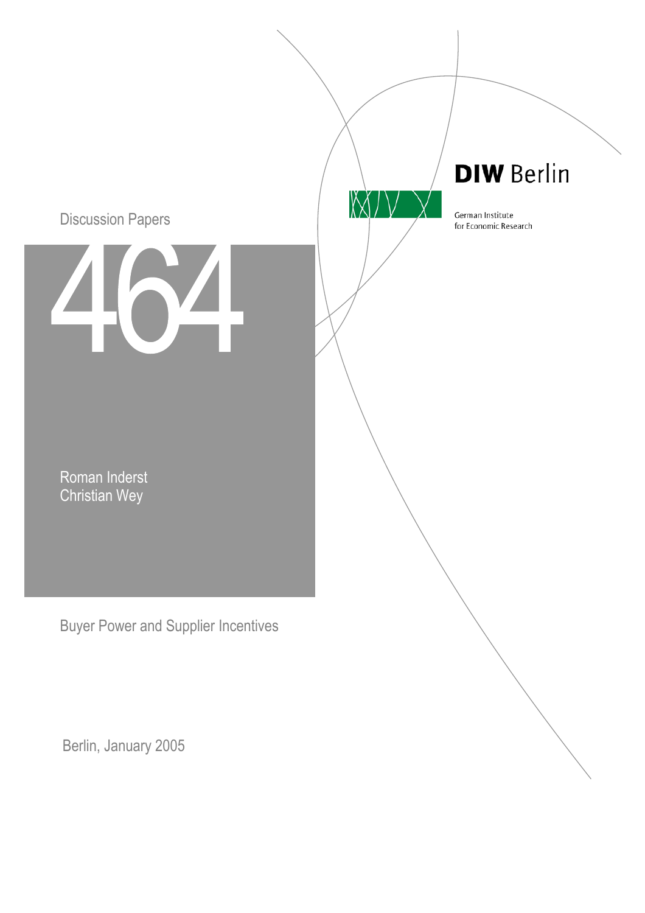DIW Berlin

German Institute for Economic Research

Discussion Papers

464

Roman Inderst
Christian Wey

# Buyer Power and Supplier Incentives

Berlin, January 2005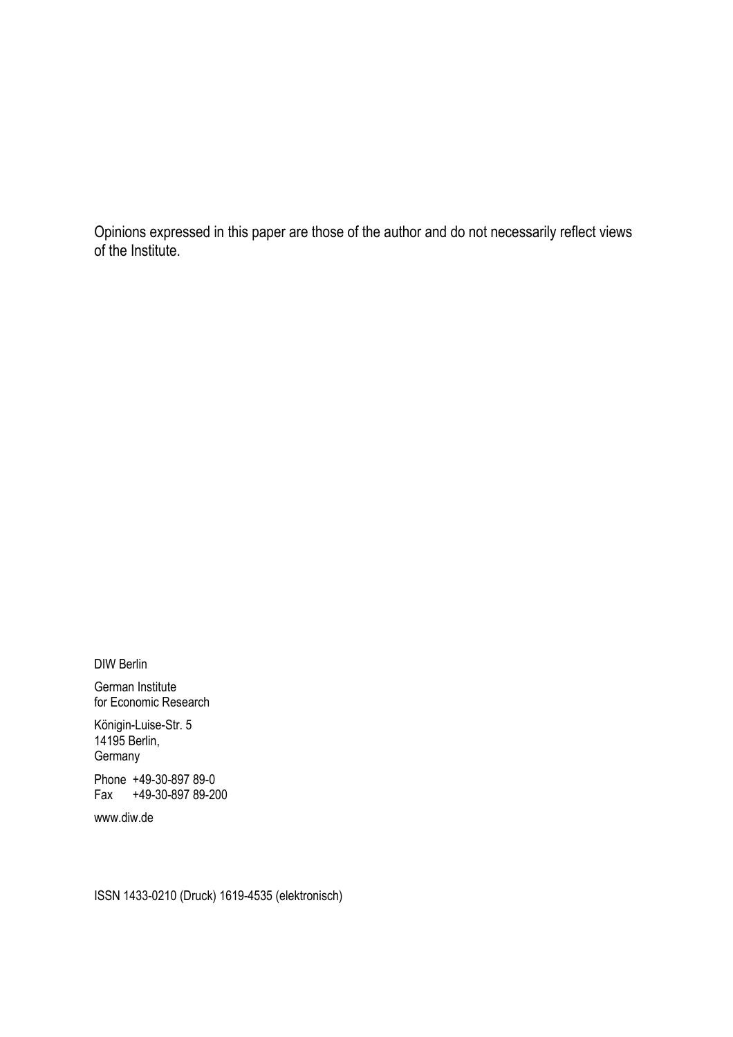Opinions expressed in this paper are those of the author and do not necessarily reflect views of the Institute.

DIW Berlin

German Institute
for Economic Research

Königin-Luise-Str. 5
14195 Berlin,
Germany

Phone +49-30-897 89-0
Fax +49-30-897 89-200

www.diw.de

ISSN 1433-0210 (Druck) 1619-4535 (elektronisch)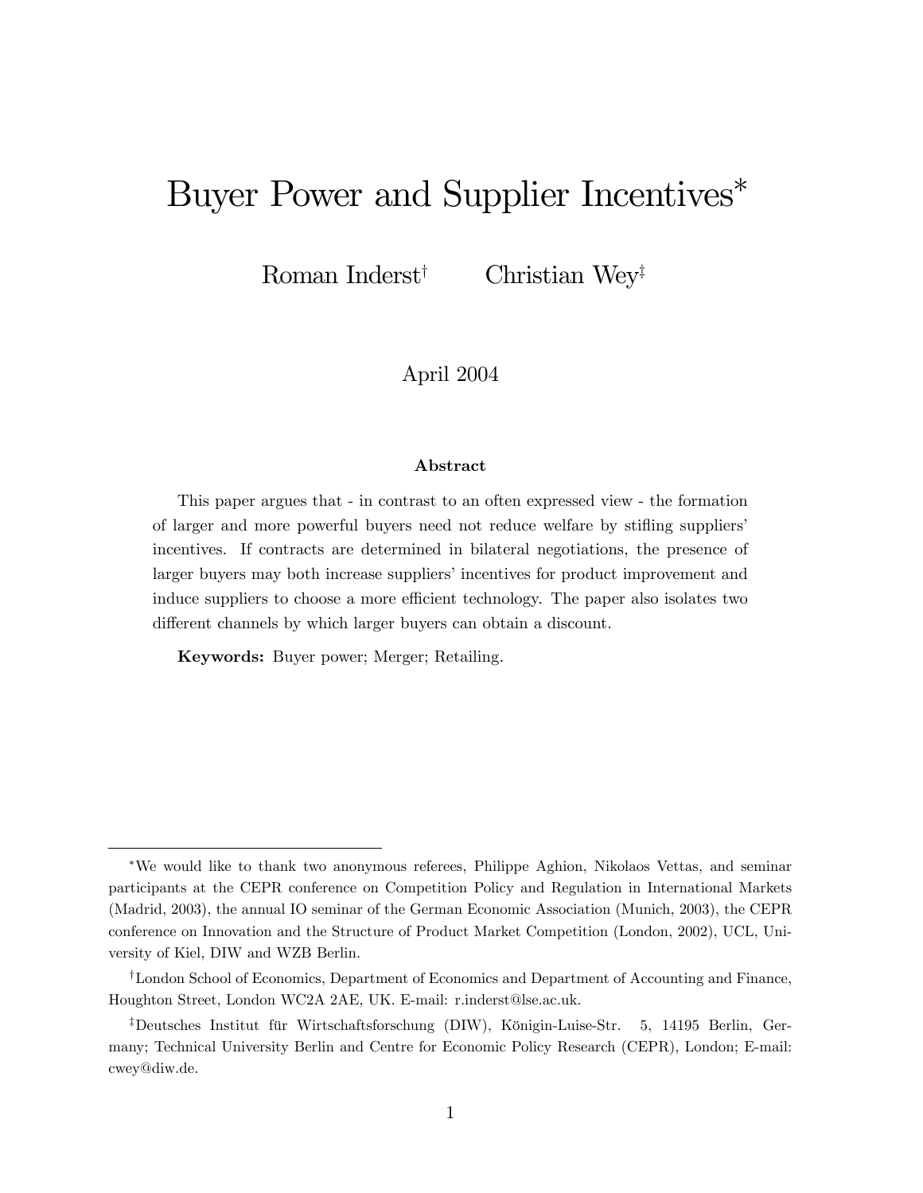# Buyer Power and Supplier Incentives*

Roman Inderst† Christian Wey‡

April 2004

### Abstract

This paper argues that - in contrast to an often expressed view - the formation of larger and more powerful buyers need not reduce welfare by stifling suppliers' incentives. If contracts are determined in bilateral negotiations, the presence of larger buyers may both increase suppliers' incentives for product improvement and induce suppliers to choose a more efficient technology. The paper also isolates two different channels by which larger buyers can obtain a discount.

**Keywords:** Buyer power; Merger; Retailing.

---

*We would like to thank two anonymous referees, Philippe Aghion, Nikolaos Vettas, and seminar participants at the CEPR conference on Competition Policy and Regulation in International Markets (Madrid, 2003), the annual IO seminar of the German Economic Association (Munich, 2003), the CEPR conference on Innovation and the Structure of Product Market Competition (London, 2002), UCL, University of Kiel, DIW and WZB Berlin.

†London School of Economics, Department of Economics and Department of Accounting and Finance, Houghton Street, London WC2A 2AE, UK. E-mail: r.inderst@lse.ac.uk.

‡Deutsches Institut für Wirtschaftsforschung (DIW), Königin-Luise-Str. 5, 14195 Berlin, Germany; Technical University Berlin and Centre for Economic Policy Research (CEPR), London; E-mail: cwey@diw.de.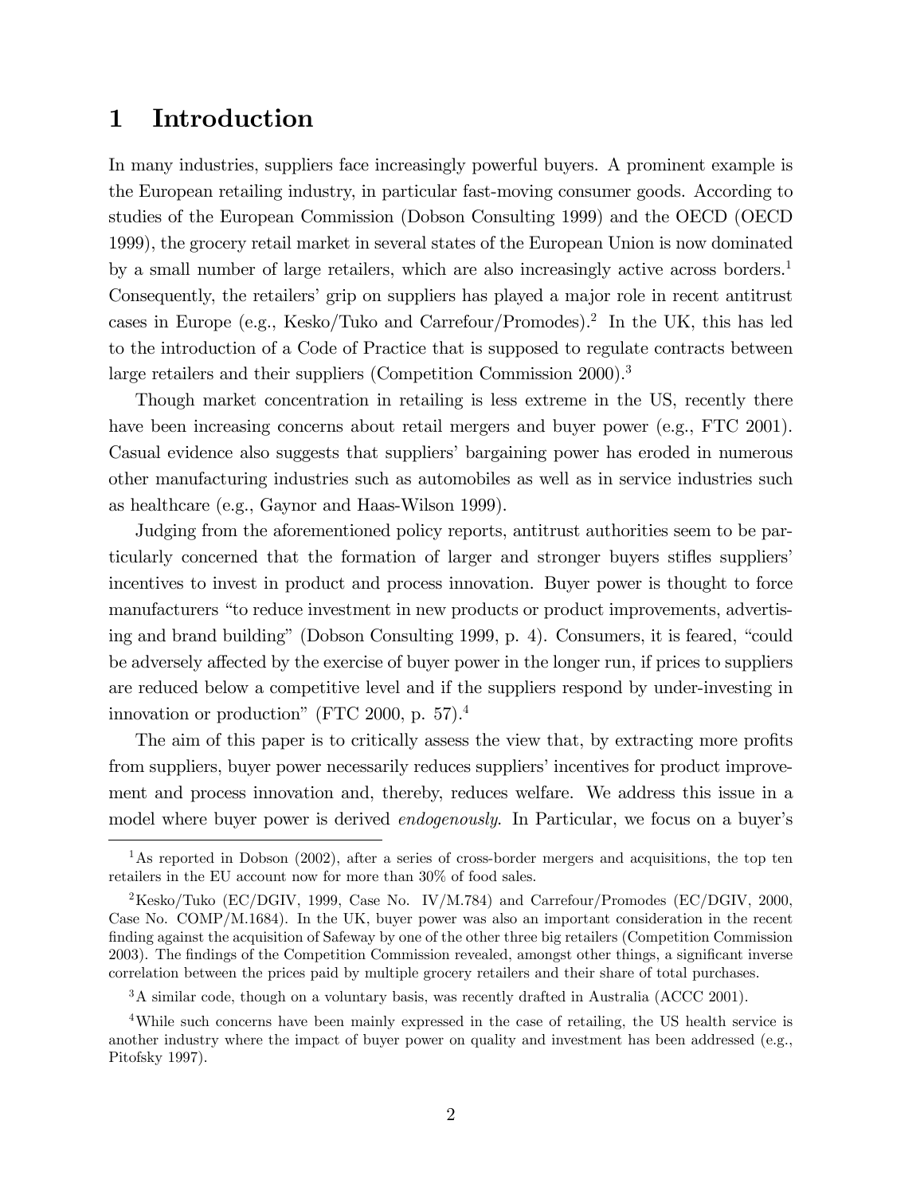# 1 Introduction

In many industries, suppliers face increasingly powerful buyers. A prominent example is the European retailing industry, in particular fast-moving consumer goods. According to studies of the European Commission (Dobson Consulting 1999) and the OECD (OECD 1999), the grocery retail market in several states of the European Union is now dominated by a small number of large retailers, which are also increasingly active across borders.[1] Consequently, the retailers' grip on suppliers has played a major role in recent antitrust cases in Europe (e.g., Kesko/Tuko and Carrefour/Promodes).[2] In the UK, this has led to the introduction of a Code of Practice that is supposed to regulate contracts between large retailers and their suppliers (Competition Commission 2000).[3]

Though market concentration in retailing is less extreme in the US, recently there have been increasing concerns about retail mergers and buyer power (e.g., FTC 2001). Casual evidence also suggests that suppliers' bargaining power has eroded in numerous other manufacturing industries such as automobiles as well as in service industries such as healthcare (e.g., Gaynor and Haas-Wilson 1999).

Judging from the aforementioned policy reports, antitrust authorities seem to be particularly concerned that the formation of larger and stronger buyers stifles suppliers' incentives to invest in product and process innovation. Buyer power is thought to force manufacturers "to reduce investment in new products or product improvements, advertising and brand building" (Dobson Consulting 1999, p. 4). Consumers, it is feared, "could be adversely affected by the exercise of buyer power in the longer run, if prices to suppliers are reduced below a competitive level and if the suppliers respond by under-investing in innovation or production" (FTC 2000, p. 57).[4]

The aim of this paper is to critically assess the view that, by extracting more profits from suppliers, buyer power necessarily reduces suppliers' incentives for product improvement and process innovation and, thereby, reduces welfare. We address this issue in a model where buyer power is derived *endogenously*. In Particular, we focus on a buyer's

---

[1] As reported in Dobson (2002), after a series of cross-border mergers and acquisitions, the top ten retailers in the EU account now for more than 30% of food sales.

[2] Kesko/Tuko (EC/DGIV, 1999, Case No. IV/M.784) and Carrefour/Promodes (EC/DGIV, 2000, Case No. COMP/M.1684). In the UK, buyer power was also an important consideration in the recent finding against the acquisition of Safeway by one of the other three big retailers (Competition Commission 2003). The findings of the Competition Commission revealed, amongst other things, a significant inverse correlation between the prices paid by multiple grocery retailers and their share of total purchases.

[3] A similar code, though on a voluntary basis, was recently drafted in Australia (ACCC 2001).

[4] While such concerns have been mainly expressed in the case of retailing, the US health service is another industry where the impact of buyer power on quality and investment has been addressed (e.g., Pitofsky 1997).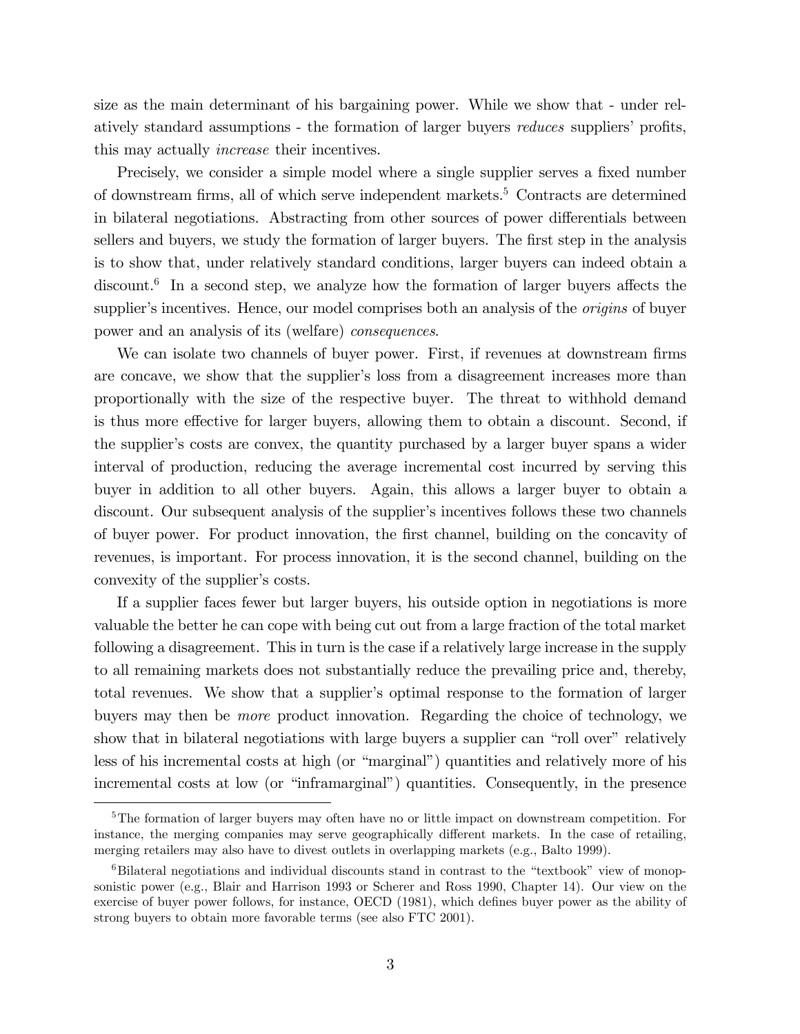size as the main determinant of his bargaining power. While we show that - under relatively standard assumptions - the formation of larger buyers *reduces* suppliers' profits, this may actually *increase* their incentives.

Precisely, we consider a simple model where a single supplier serves a fixed number of downstream firms, all of which serve independent markets.[5] Contracts are determined in bilateral negotiations. Abstracting from other sources of power differentials between sellers and buyers, we study the formation of larger buyers. The first step in the analysis is to show that, under relatively standard conditions, larger buyers can indeed obtain a discount.[6] In a second step, we analyze how the formation of larger buyers affects the supplier's incentives. Hence, our model comprises both an analysis of the *origins* of buyer power and an analysis of its (welfare) *consequences*.

We can isolate two channels of buyer power. First, if revenues at downstream firms are concave, we show that the supplier's loss from a disagreement increases more than proportionally with the size of the respective buyer. The threat to withhold demand is thus more effective for larger buyers, allowing them to obtain a discount. Second, if the supplier's costs are convex, the quantity purchased by a larger buyer spans a wider interval of production, reducing the average incremental cost incurred by serving this buyer in addition to all other buyers. Again, this allows a larger buyer to obtain a discount. Our subsequent analysis of the supplier's incentives follows these two channels of buyer power. For product innovation, the first channel, building on the concavity of revenues, is important. For process innovation, it is the second channel, building on the convexity of the supplier's costs.

If a supplier faces fewer but larger buyers, his outside option in negotiations is more valuable the better he can cope with being cut out from a large fraction of the total market following a disagreement. This in turn is the case if a relatively large increase in the supply to all remaining markets does not substantially reduce the prevailing price and, thereby, total revenues. We show that a supplier's optimal response to the formation of larger buyers may then be *more* product innovation. Regarding the choice of technology, we show that in bilateral negotiations with large buyers a supplier can "roll over" relatively less of his incremental costs at high (or "marginal") quantities and relatively more of his incremental costs at low (or "inframarginal") quantities. Consequently, in the presence

[5] The formation of larger buyers may often have no or little impact on downstream competition. For instance, the merging companies may serve geographically different markets. In the case of retailing, merging retailers may also have to divest outlets in overlapping markets (e.g., Balto 1999).

[6] Bilateral negotiations and individual discounts stand in contrast to the "textbook" view of monopsonistic power (e.g., Blair and Harrison 1993 or Scherer and Ross 1990, Chapter 14). Our view on the exercise of buyer power follows, for instance, OECD (1981), which defines buyer power as the ability of strong buyers to obtain more favorable terms (see also FTC 2001).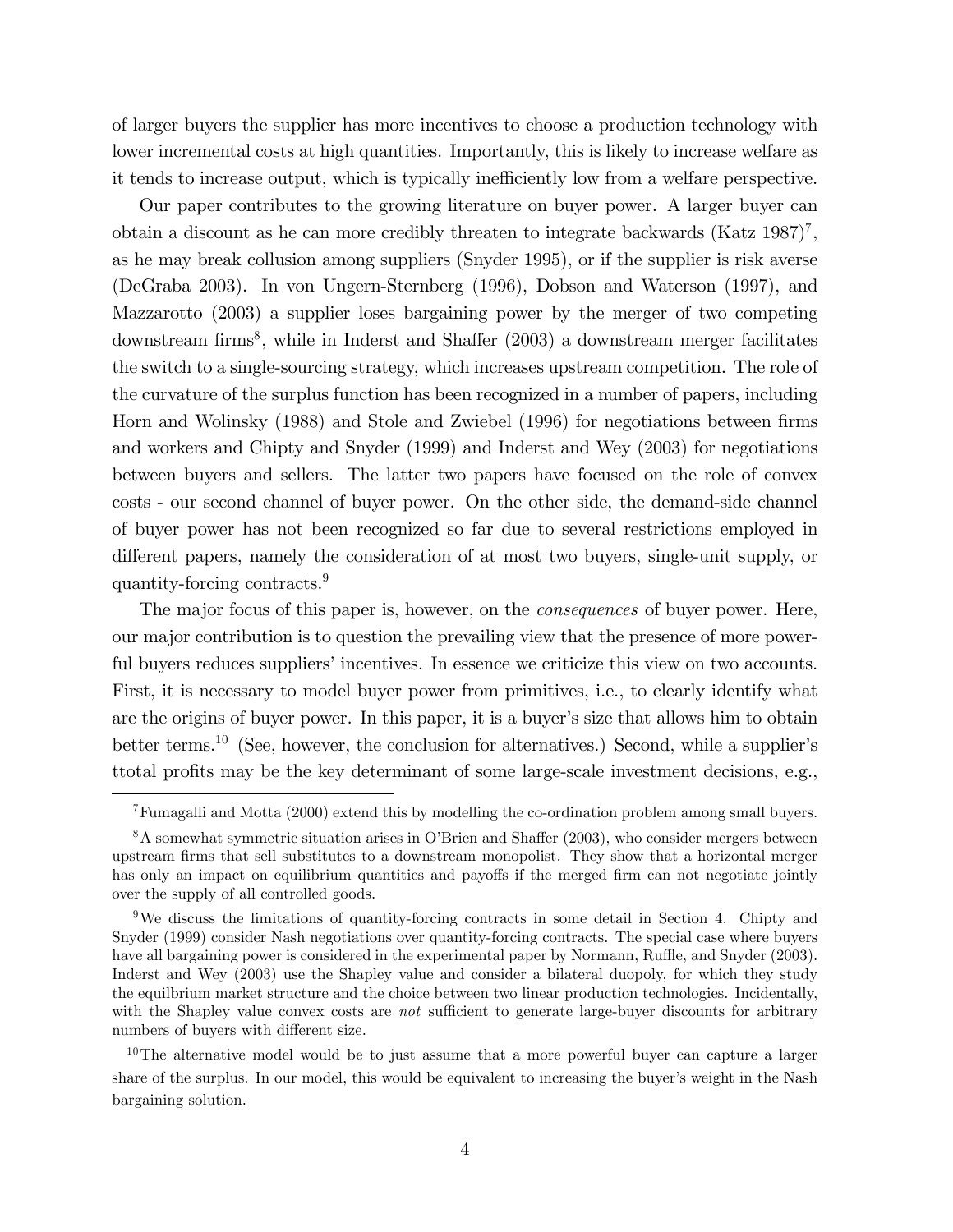of larger buyers the supplier has more incentives to choose a production technology with lower incremental costs at high quantities. Importantly, this is likely to increase welfare as it tends to increase output, which is typically inefficiently low from a welfare perspective.

Our paper contributes to the growing literature on buyer power. A larger buyer can obtain a discount as he can more credibly threaten to integrate backwards (Katz 1987)[7], as he may break collusion among suppliers (Snyder 1995), or if the supplier is risk averse (DeGraba 2003). In von Ungern-Sternberg (1996), Dobson and Waterson (1997), and Mazzarotto (2003) a supplier loses bargaining power by the merger of two competing downstream firms[8], while in Inderst and Shaffer (2003) a downstream merger facilitates the switch to a single-sourcing strategy, which increases upstream competition. The role of the curvature of the surplus function has been recognized in a number of papers, including Horn and Wolinsky (1988) and Stole and Zwiebel (1996) for negotiations between firms and workers and Chipty and Snyder (1999) and Inderst and Wey (2003) for negotiations between buyers and sellers. The latter two papers have focused on the role of convex costs - our second channel of buyer power. On the other side, the demand-side channel of buyer power has not been recognized so far due to several restrictions employed in different papers, namely the consideration of at most two buyers, single-unit supply, or quantity-forcing contracts.[9]

The major focus of this paper is, however, on the *consequences* of buyer power. Here, our major contribution is to question the prevailing view that the presence of more powerful buyers reduces suppliers' incentives. In essence we criticize this view on two accounts. First, it is necessary to model buyer power from primitives, i.e., to clearly identify what are the origins of buyer power. In this paper, it is a buyer's size that allows him to obtain better terms.[10] (See, however, the conclusion for alternatives.) Second, while a supplier's ttotal profits may be the key determinant of some large-scale investment decisions, e.g.,

---

[7] Fumagalli and Motta (2000) extend this by modelling the co-ordination problem among small buyers.

[8] A somewhat symmetric situation arises in O'Brien and Shaffer (2003), who consider mergers between upstream firms that sell substitutes to a downstream monopolist. They show that a horizontal merger has only an impact on equilibrium quantities and payoffs if the merged firm can not negotiate jointly over the supply of all controlled goods.

[9] We discuss the limitations of quantity-forcing contracts in some detail in Section 4. Chipty and Snyder (1999) consider Nash negotiations over quantity-forcing contracts. The special case where buyers have all bargaining power is considered in the experimental paper by Normann, Ruffle, and Snyder (2003). Inderst and Wey (2003) use the Shapley value and consider a bilateral duopoly, for which they study the equilibrium market structure and the choice between two linear production technologies. Incidentally, with the Shapley value convex costs are *not* sufficient to generate large-buyer discounts for arbitrary numbers of buyers with different size.

[10] The alternative model would be to just assume that a more powerful buyer can capture a larger share of the surplus. In our model, this would be equivalent to increasing the buyer's weight in the Nash bargaining solution.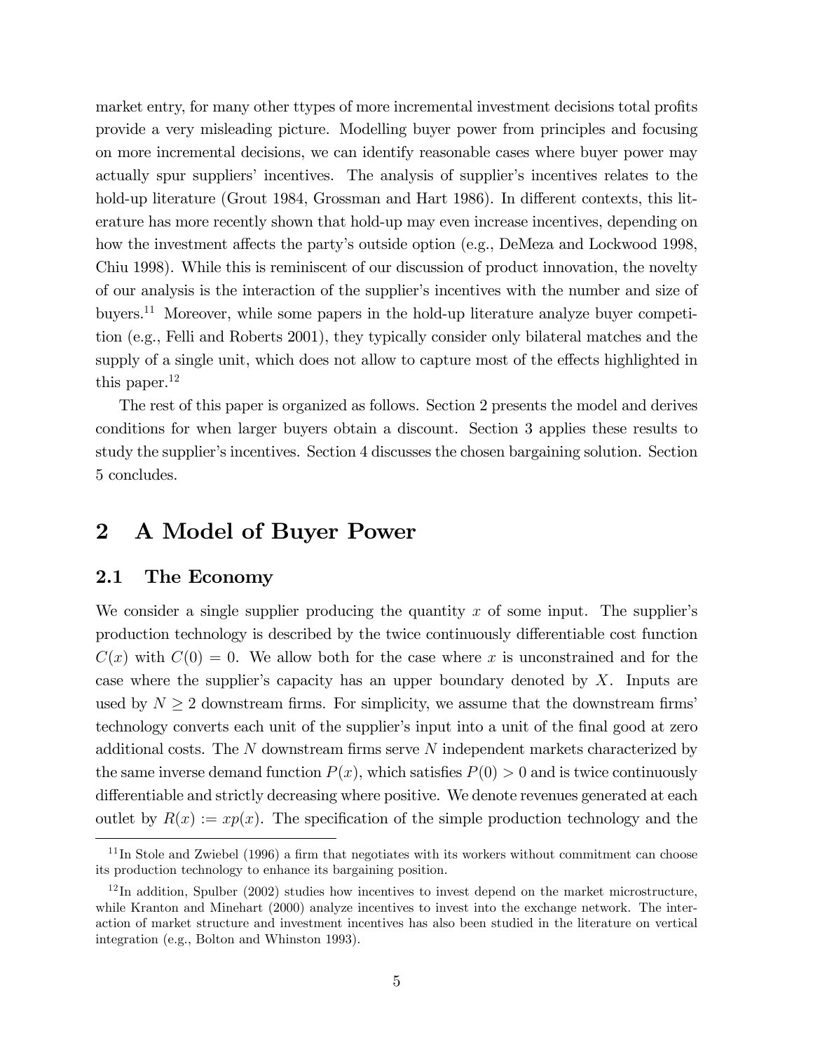market entry, for many other ttypes of more incremental investment decisions total profits provide a very misleading picture. Modelling buyer power from principles and focusing on more incremental decisions, we can identify reasonable cases where buyer power may actually spur suppliers' incentives. The analysis of supplier's incentives relates to the hold-up literature (Grout 1984, Grossman and Hart 1986). In different contexts, this literature has more recently shown that hold-up may even increase incentives, depending on how the investment affects the party's outside option (e.g., DeMeza and Lockwood 1998, Chiu 1998). While this is reminiscent of our discussion of product innovation, the novelty of our analysis is the interaction of the supplier's incentives with the number and size of buyers.[11] Moreover, while some papers in the hold-up literature analyze buyer competition (e.g., Felli and Roberts 2001), they typically consider only bilateral matches and the supply of a single unit, which does not allow to capture most of the effects highlighted in this paper.[12]

The rest of this paper is organized as follows. Section 2 presents the model and derives conditions for when larger buyers obtain a discount. Section 3 applies these results to study the supplier's incentives. Section 4 discusses the chosen bargaining solution. Section 5 concludes.

## 2 A Model of Buyer Power

### 2.1 The Economy

We consider a single supplier producing the quantity $x$ of some input. The supplier's production technology is described by the twice continuously differentiable cost function $C(x)$ with $C(0) = 0$. We allow both for the case where $x$ is unconstrained and for the case where the supplier's capacity has an upper boundary denoted by $X$. Inputs are used by $N \geq 2$ downstream firms. For simplicity, we assume that the downstream firms' technology converts each unit of the supplier's input into a unit of the final good at zero additional costs. The $N$ downstream firms serve $N$ independent markets characterized by the same inverse demand function $P(x)$, which satisfies $P(0) > 0$ and is twice continuously differentiable and strictly decreasing where positive. We denote revenues generated at each outlet by $R(x) := xp(x)$. The specification of the simple production technology and the

[11] In Stole and Zwiebel (1996) a firm that negotiates with its workers without commitment can choose its production technology to enhance its bargaining position.

[12] In addition, Spulber (2002) studies how incentives to invest depend on the market microstructure, while Kranton and Minehart (2000) analyze incentives to invest into the exchange network. The interaction of market structure and investment incentives has also been studied in the literature on vertical integration (e.g., Bolton and Whinston 1993).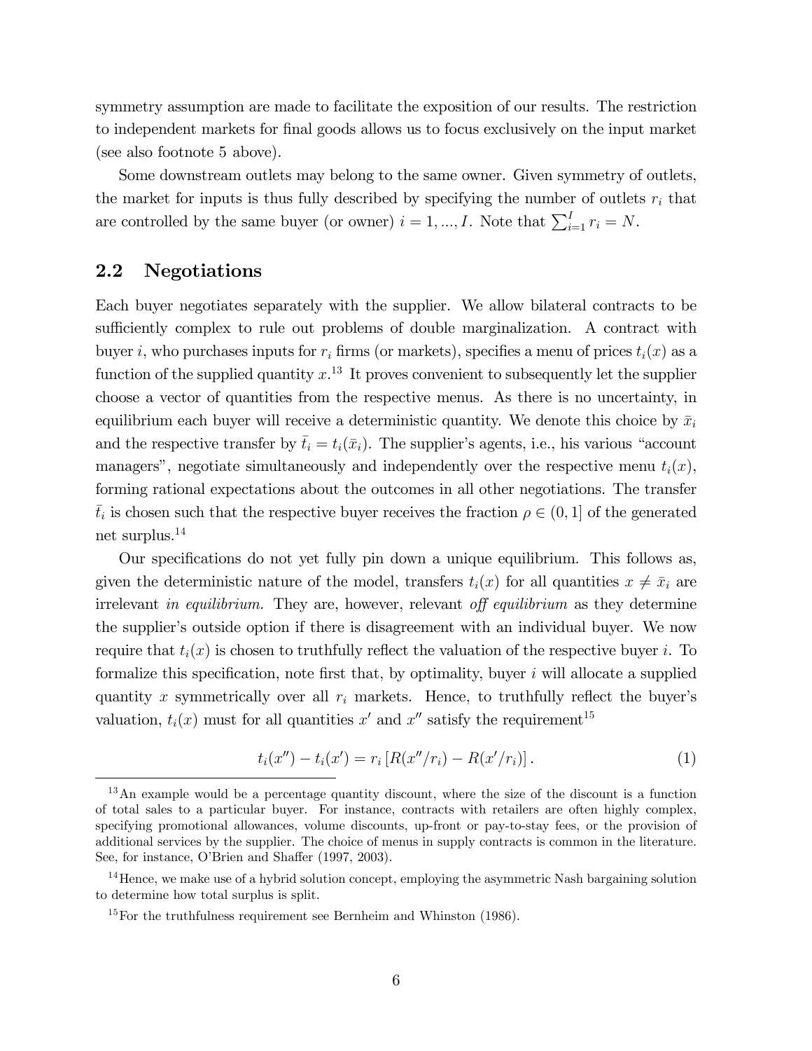symmetry assumption are made to facilitate the exposition of our results. The restriction to independent markets for final goods allows us to focus exclusively on the input market (see also footnote 5 above).

Some downstream outlets may belong to the same owner. Given symmetry of outlets, the market for inputs is thus fully described by specifying the number of outlets $r_i$ that are controlled by the same buyer (or owner) $i = 1, ..., I$. Note that $\sum_{i=1}^{I} r_i = N$.

## 2.2 Negotiations

Each buyer negotiates separately with the supplier. We allow bilateral contracts to be sufficiently complex to rule out problems of double marginalization. A contract with buyer $i$, who purchases inputs for $r_i$ firms (or markets), specifies a menu of prices $t_i(x)$ as a function of the supplied quantity $x$.[13] It proves convenient to subsequently let the supplier choose a vector of quantities from the respective menus. As there is no uncertainty, in equilibrium each buyer will receive a deterministic quantity. We denote this choice by $\bar{x}_i$ and the respective transfer by $\bar{t}_i = t_i(\bar{x}_i)$. The supplier's agents, i.e., his various "account managers", negotiate simultaneously and independently over the respective menu $t_i(x)$, forming rational expectations about the outcomes in all other negotiations. The transfer $\bar{t}_i$ is chosen such that the respective buyer receives the fraction $\rho \in (0, 1]$ of the generated net surplus.[14]

Our specifications do not yet fully pin down a unique equilibrium. This follows as, given the deterministic nature of the model, transfers $t_i(x)$ for all quantities $x \neq \bar{x}_i$ are irrelevant *in equilibrium.* They are, however, relevant *off equilibrium* as they determine the supplier's outside option if there is disagreement with an individual buyer. We now require that $t_i(x)$ is chosen to truthfully reflect the valuation of the respective buyer $i$. To formalize this specification, note first that, by optimality, buyer $i$ will allocate a supplied quantity $x$ symmetrically over all $r_i$ markets. Hence, to truthfully reflect the buyer's valuation, $t_i(x)$ must for all quantities $x'$ and $x''$ satisfy the requirement[15]

$$t_i(x'') - t_i(x') = r_i \left[ R(x''/r_i) - R(x'/r_i) \right]. \tag{1}$$

---

[13] An example would be a percentage quantity discount, where the size of the discount is a function of total sales to a particular buyer. For instance, contracts with retailers are often highly complex, specifying promotional allowances, volume discounts, up-front or pay-to-stay fees, or the provision of additional services by the supplier. The choice of menus in supply contracts is common in the literature. See, for instance, O'Brien and Shaffer (1997, 2003).

[14] Hence, we make use of a hybrid solution concept, employing the asymmetric Nash bargaining solution to determine how total surplus is split.

[15] For the truthfulness requirement see Bernheim and Whinston (1986).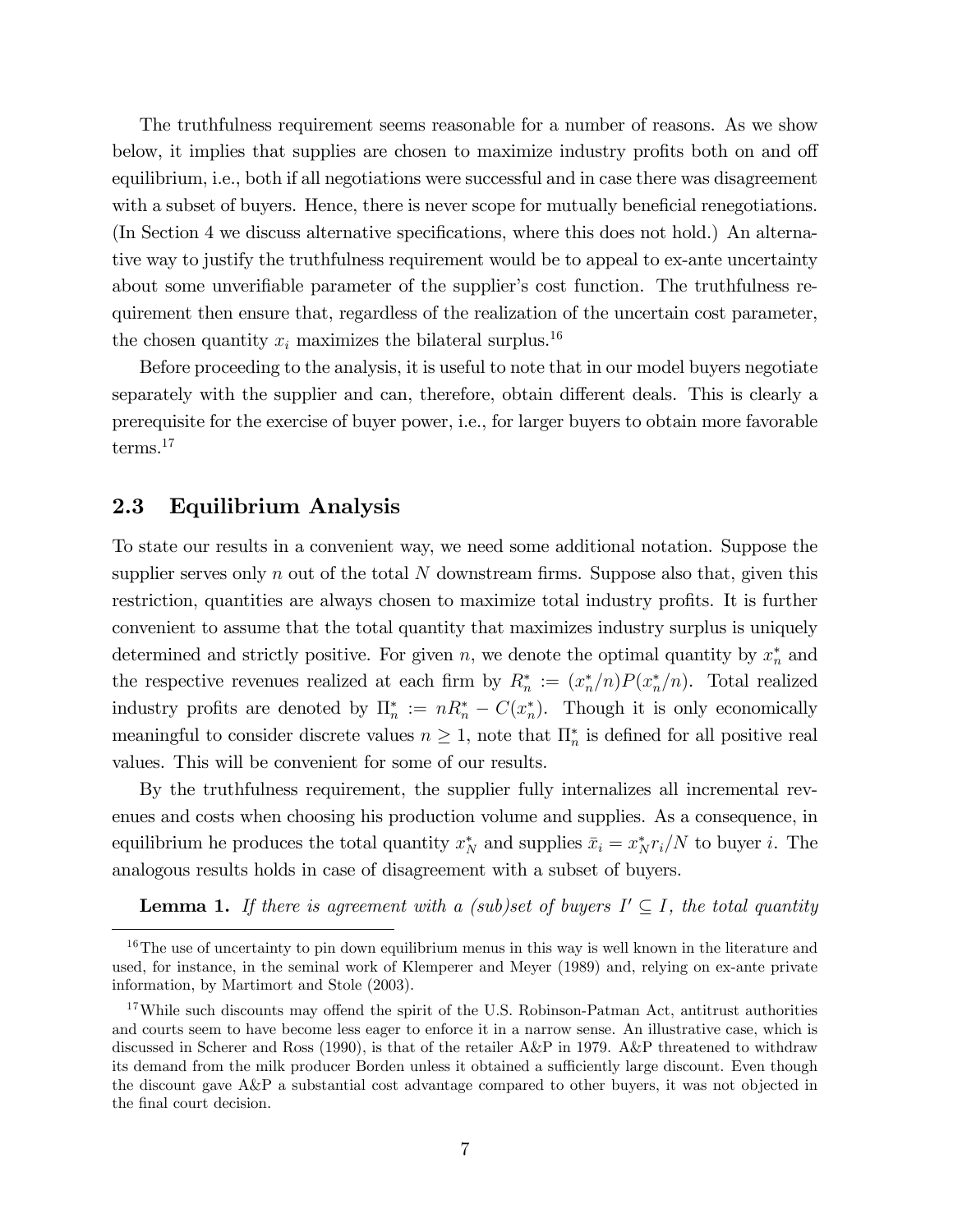The truthfulness requirement seems reasonable for a number of reasons. As we show below, it implies that supplies are chosen to maximize industry profits both on and off equilibrium, i.e., both if all negotiations were successful and in case there was disagreement with a subset of buyers. Hence, there is never scope for mutually beneficial renegotiations. (In Section 4 we discuss alternative specifications, where this does not hold.) An alternative way to justify the truthfulness requirement would be to appeal to ex-ante uncertainty about some unverifiable parameter of the supplier's cost function. The truthfulness requirement then ensure that, regardless of the realization of the uncertain cost parameter, the chosen quantity $x_i$ maximizes the bilateral surplus.[16]

Before proceeding to the analysis, it is useful to note that in our model buyers negotiate separately with the supplier and can, therefore, obtain different deals. This is clearly a prerequisite for the exercise of buyer power, i.e., for larger buyers to obtain more favorable terms.[17]

## 2.3 Equilibrium Analysis

To state our results in a convenient way, we need some additional notation. Suppose the supplier serves only $n$ out of the total $N$ downstream firms. Suppose also that, given this restriction, quantities are always chosen to maximize total industry profits. It is further convenient to assume that the total quantity that maximizes industry surplus is uniquely determined and strictly positive. For given $n$, we denote the optimal quantity by $x_n^*$ and the respective revenues realized at each firm by $R_n^* := (x_n^*/n)P(x_n^*/n)$. Total realized industry profits are denoted by $\Pi_n^* := nR_n^* - C(x_n^*)$. Though it is only economically meaningful to consider discrete values $n \geq 1$, note that $\Pi_n^*$ is defined for all positive real values. This will be convenient for some of our results.

By the truthfulness requirement, the supplier fully internalizes all incremental revenues and costs when choosing his production volume and supplies. As a consequence, in equilibrium he produces the total quantity $x_N^*$ and supplies $\bar{x}_i = x_N^* r_i/N$ to buyer $i$. The analogous results holds in case of disagreement with a subset of buyers.

**Lemma 1.** *If there is agreement with a (sub)set of buyers $I' \subseteq I$, the total quantity*

---

[16] The use of uncertainty to pin down equilibrium menus in this way is well known in the literature and used, for instance, in the seminal work of Klemperer and Meyer (1989) and, relying on ex-ante private information, by Martimort and Stole (2003).

[17] While such discounts may offend the spirit of the U.S. Robinson-Patman Act, antitrust authorities and courts seem to have become less eager to enforce it in a narrow sense. An illustrative case, which is discussed in Scherer and Ross (1990), is that of the retailer A&P in 1979. A&P threatened to withdraw its demand from the milk producer Borden unless it obtained a sufficiently large discount. Even though the discount gave A&P a substantial cost advantage compared to other buyers, it was not objected in the final court decision.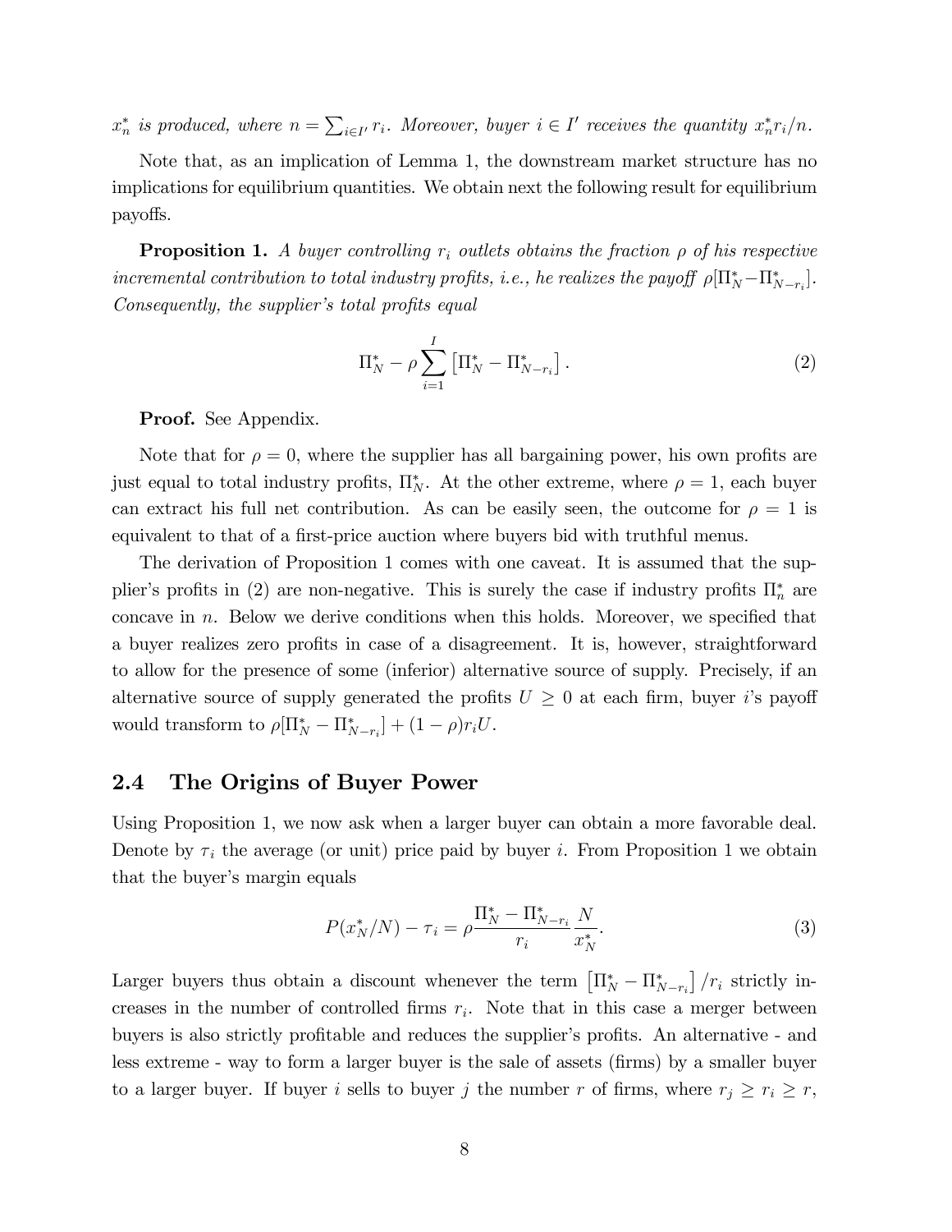$x_n^*$ *is produced, where* $n = \sum_{i \in I'} r_i$*. Moreover, buyer* $i \in I'$ *receives the quantity* $x_n^* r_i / n$*.*

Note that, as an implication of Lemma 1, the downstream market structure has no implications for equilibrium quantities. We obtain next the following result for equilibrium payoffs.

**Proposition 1.** *A buyer controlling* $r_i$ *outlets obtains the fraction* $\rho$ *of his respective incremental contribution to total industry profits, i.e., he realizes the payoff* $\rho[\Pi_N^* - \Pi_{N-r_i}^*]$*. Consequently, the supplier's total profits equal*

$$\Pi_N^* - \rho \sum_{i=1}^{I} \left[ \Pi_N^* - \Pi_{N-r_i}^* \right]. \tag{2}$$

**Proof.** See Appendix.

Note that for $\rho = 0$, where the supplier has all bargaining power, his own profits are just equal to total industry profits, $\Pi_N^*$. At the other extreme, where $\rho = 1$, each buyer can extract his full net contribution. As can be easily seen, the outcome for $\rho = 1$ is equivalent to that of a first-price auction where buyers bid with truthful menus.

The derivation of Proposition 1 comes with one caveat. It is assumed that the supplier's profits in (2) are non-negative. This is surely the case if industry profits $\Pi_n^*$ are concave in $n$. Below we derive conditions when this holds. Moreover, we specified that a buyer realizes zero profits in case of a disagreement. It is, however, straightforward to allow for the presence of some (inferior) alternative source of supply. Precisely, if an alternative source of supply generated the profits $U \geq 0$ at each firm, buyer $i$'s payoff would transform to $\rho[\Pi_N^* - \Pi_{N-r_i}^*] + (1 - \rho) r_i U$.

## 2.4 The Origins of Buyer Power

Using Proposition 1, we now ask when a larger buyer can obtain a more favorable deal. Denote by $\tau_i$ the average (or unit) price paid by buyer $i$. From Proposition 1 we obtain that the buyer's margin equals

$$P(x_N^*/N) - \tau_i = \rho \frac{\Pi_N^* - \Pi_{N-r_i}^*}{r_i} \frac{N}{x_N^*}. \tag{3}$$

Larger buyers thus obtain a discount whenever the term $\left[ \Pi_N^* - \Pi_{N-r_i}^* \right] / r_i$ strictly increases in the number of controlled firms $r_i$. Note that in this case a merger between buyers is also strictly profitable and reduces the supplier's profits. An alternative - and less extreme - way to form a larger buyer is the sale of assets (firms) by a smaller buyer to a larger buyer. If buyer $i$ sells to buyer $j$ the number $r$ of firms, where $r_j \geq r_i \geq r$,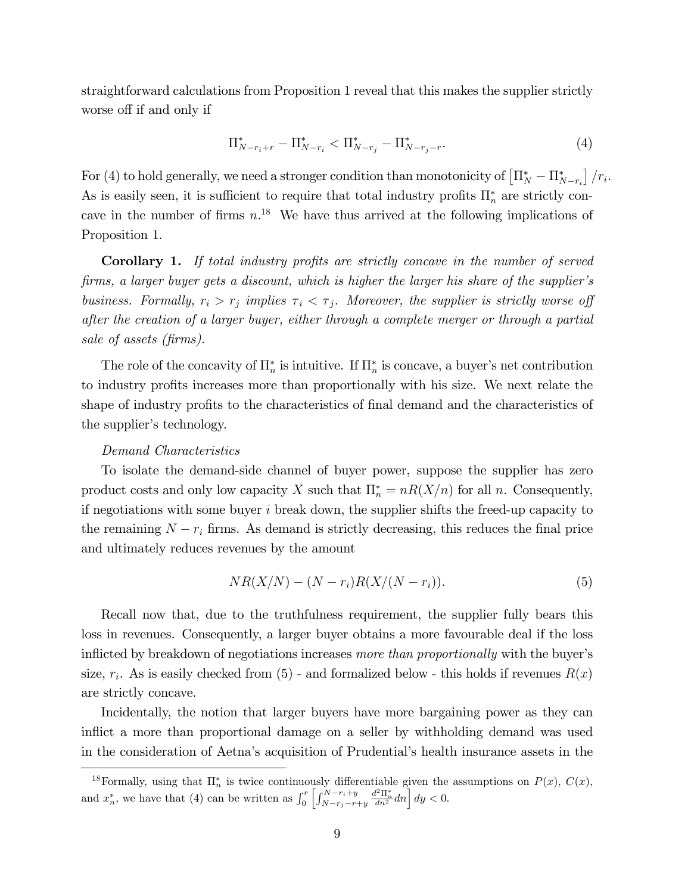straightforward calculations from Proposition 1 reveal that this makes the supplier strictly worse off if and only if

$$\Pi^*_{N-r_i+r} - \Pi^*_{N-r_i} < \Pi^*_{N-r_j} - \Pi^*_{N-r_j-r}. \tag{4}$$

For (4) to hold generally, we need a stronger condition than monotonicity of $\left[\Pi^*_N - \Pi^*_{N-r_i}\right]/r_i$. As is easily seen, it is sufficient to require that total industry profits $\Pi^*_n$ are strictly concave in the number of firms $n$.[18] We have thus arrived at the following implications of Proposition 1.

**Corollary 1.** *If total industry profits are strictly concave in the number of served firms, a larger buyer gets a discount, which is higher the larger his share of the supplier's business. Formally, $r_i > r_j$ implies $\tau_i < \tau_j$. Moreover, the supplier is strictly worse off after the creation of a larger buyer, either through a complete merger or through a partial sale of assets (firms).*

The role of the concavity of $\Pi^*_n$ is intuitive. If $\Pi^*_n$ is concave, a buyer's net contribution to industry profits increases more than proportionally with his size. We next relate the shape of industry profits to the characteristics of final demand and the characteristics of the supplier's technology.

*Demand Characteristics*

To isolate the demand-side channel of buyer power, suppose the supplier has zero product costs and only low capacity $X$ such that $\Pi^*_n = nR(X/n)$ for all $n$. Consequently, if negotiations with some buyer $i$ break down, the supplier shifts the freed-up capacity to the remaining $N - r_i$ firms. As demand is strictly decreasing, this reduces the final price and ultimately reduces revenues by the amount

$$NR(X/N) - (N - r_i)R(X/(N - r_i)). \tag{5}$$

Recall now that, due to the truthfulness requirement, the supplier fully bears this loss in revenues. Consequently, a larger buyer obtains a more favourable deal if the loss inflicted by breakdown of negotiations increases *more than proportionally* with the buyer's size, $r_i$. As is easily checked from (5) - and formalized below - this holds if revenues $R(x)$ are strictly concave.

Incidentally, the notion that larger buyers have more bargaining power as they can inflict a more than proportional damage on a seller by withholding demand was used in the consideration of Aetna's acquisition of Prudential's health insurance assets in the

[18] Formally, using that $\Pi^*_n$ is twice continuously differentiable given the assumptions on $P(x)$, $C(x)$, and $x^*_n$, we have that (4) can be written as $\int_0^r \left[\int_{N-r_j-r+y}^{N-r_i+y} \frac{d^2\Pi^*_n}{dn^2} dn\right] dy < 0$.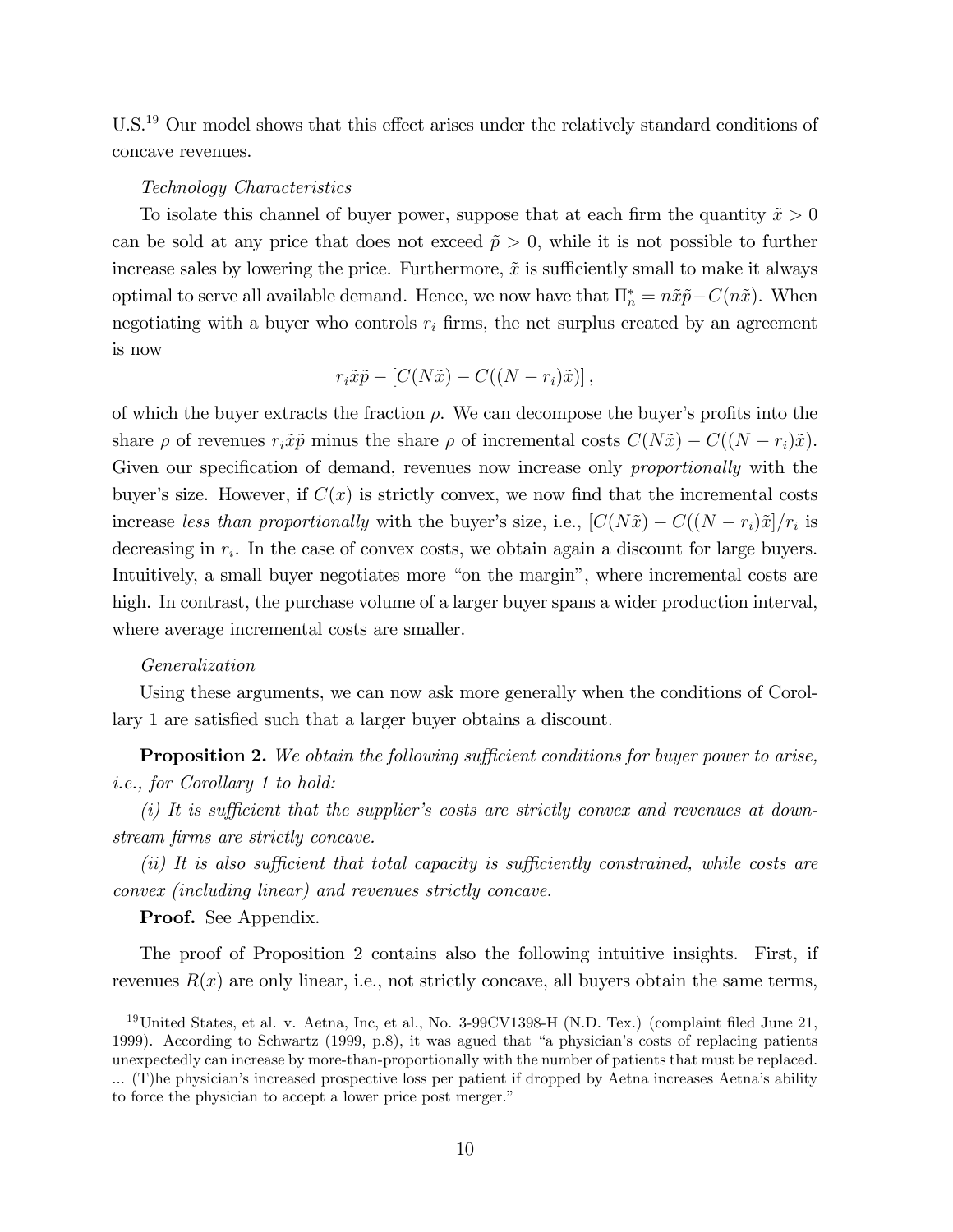U.S.[19] Our model shows that this effect arises under the relatively standard conditions of concave revenues.

*Technology Characteristics*

To isolate this channel of buyer power, suppose that at each firm the quantity $\tilde{x} > 0$ can be sold at any price that does not exceed $\tilde{p} > 0$, while it is not possible to further increase sales by lowering the price. Furthermore, $\tilde{x}$ is sufficiently small to make it always optimal to serve all available demand. Hence, we now have that $\Pi_n^* = n\tilde{x}\tilde{p} - C(n\tilde{x})$. When negotiating with a buyer who controls $r_i$ firms, the net surplus created by an agreement is now

$$r_i\tilde{x}\tilde{p} - [C(N\tilde{x}) - C((N - r_i)\tilde{x})],$$

of which the buyer extracts the fraction $\rho$. We can decompose the buyer's profits into the share $\rho$ of revenues $r_i\tilde{x}\tilde{p}$ minus the share $\rho$ of incremental costs $C(N\tilde{x}) - C((N - r_i)\tilde{x})$. Given our specification of demand, revenues now increase only *proportionally* with the buyer's size. However, if $C(x)$ is strictly convex, we now find that the incremental costs increase *less than proportionally* with the buyer's size, i.e., $[C(N\tilde{x}) - C((N - r_i)\tilde{x}]/r_i$ is decreasing in $r_i$. In the case of convex costs, we obtain again a discount for large buyers. Intuitively, a small buyer negotiates more "on the margin", where incremental costs are high. In contrast, the purchase volume of a larger buyer spans a wider production interval, where average incremental costs are smaller.

*Generalization*

Using these arguments, we can now ask more generally when the conditions of Corollary 1 are satisfied such that a larger buyer obtains a discount.

**Proposition 2.** *We obtain the following sufficient conditions for buyer power to arise, i.e., for Corollary 1 to hold:*

*(i) It is sufficient that the supplier's costs are strictly convex and revenues at downstream firms are strictly concave.*

*(ii) It is also sufficient that total capacity is sufficiently constrained, while costs are convex (including linear) and revenues strictly concave.*

**Proof.** See Appendix.

The proof of Proposition 2 contains also the following intuitive insights. First, if revenues $R(x)$ are only linear, i.e., not strictly concave, all buyers obtain the same terms,

---

[19] United States, et al. v. Aetna, Inc, et al., No. 3-99CV1398-H (N.D. Tex.) (complaint filed June 21, 1999). According to Schwartz (1999, p.8), it was agued that "a physician's costs of replacing patients unexpectedly can increase by more-than-proportionally with the number of patients that must be replaced. ... (T)he physician's increased prospective loss per patient if dropped by Aetna increases Aetna's ability to force the physician to accept a lower price post merger."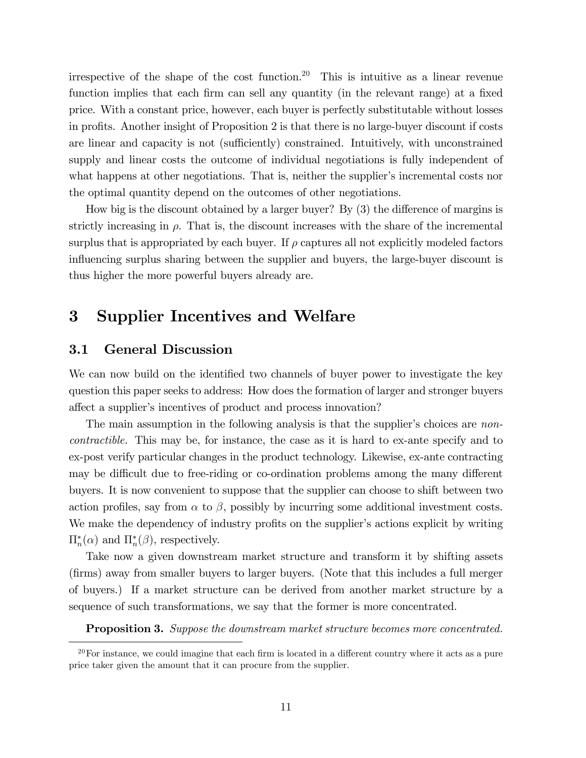irrespective of the shape of the cost function.[20] This is intuitive as a linear revenue function implies that each firm can sell any quantity (in the relevant range) at a fixed price. With a constant price, however, each buyer is perfectly substitutable without losses in profits. Another insight of Proposition 2 is that there is no large-buyer discount if costs are linear and capacity is not (sufficiently) constrained. Intuitively, with unconstrained supply and linear costs the outcome of individual negotiations is fully independent of what happens at other negotiations. That is, neither the supplier's incremental costs nor the optimal quantity depend on the outcomes of other negotiations.

How big is the discount obtained by a larger buyer? By (3) the difference of margins is strictly increasing in $\rho$. That is, the discount increases with the share of the incremental surplus that is appropriated by each buyer. If $\rho$ captures all not explicitly modeled factors influencing surplus sharing between the supplier and buyers, the large-buyer discount is thus higher the more powerful buyers already are.

# 3 Supplier Incentives and Welfare

## 3.1 General Discussion

We can now build on the identified two channels of buyer power to investigate the key question this paper seeks to address: How does the formation of larger and stronger buyers affect a supplier's incentives of product and process innovation?

The main assumption in the following analysis is that the supplier's choices are *non-contractible.* This may be, for instance, the case as it is hard to ex-ante specify and to ex-post verify particular changes in the product technology. Likewise, ex-ante contracting may be difficult due to free-riding or co-ordination problems among the many different buyers. It is now convenient to suppose that the supplier can choose to shift between two action profiles, say from $\alpha$ to $\beta$, possibly by incurring some additional investment costs. We make the dependency of industry profits on the supplier's actions explicit by writing $\Pi_n^*(\alpha)$ and $\Pi_n^*(\beta)$, respectively.

Take now a given downstream market structure and transform it by shifting assets (firms) away from smaller buyers to larger buyers. (Note that this includes a full merger of buyers.) If a market structure can be derived from another market structure by a sequence of such transformations, we say that the former is more concentrated.

**Proposition 3.** *Suppose the downstream market structure becomes more concentrated.*

[20] For instance, we could imagine that each firm is located in a different country where it acts as a pure price taker given the amount that it can procure from the supplier.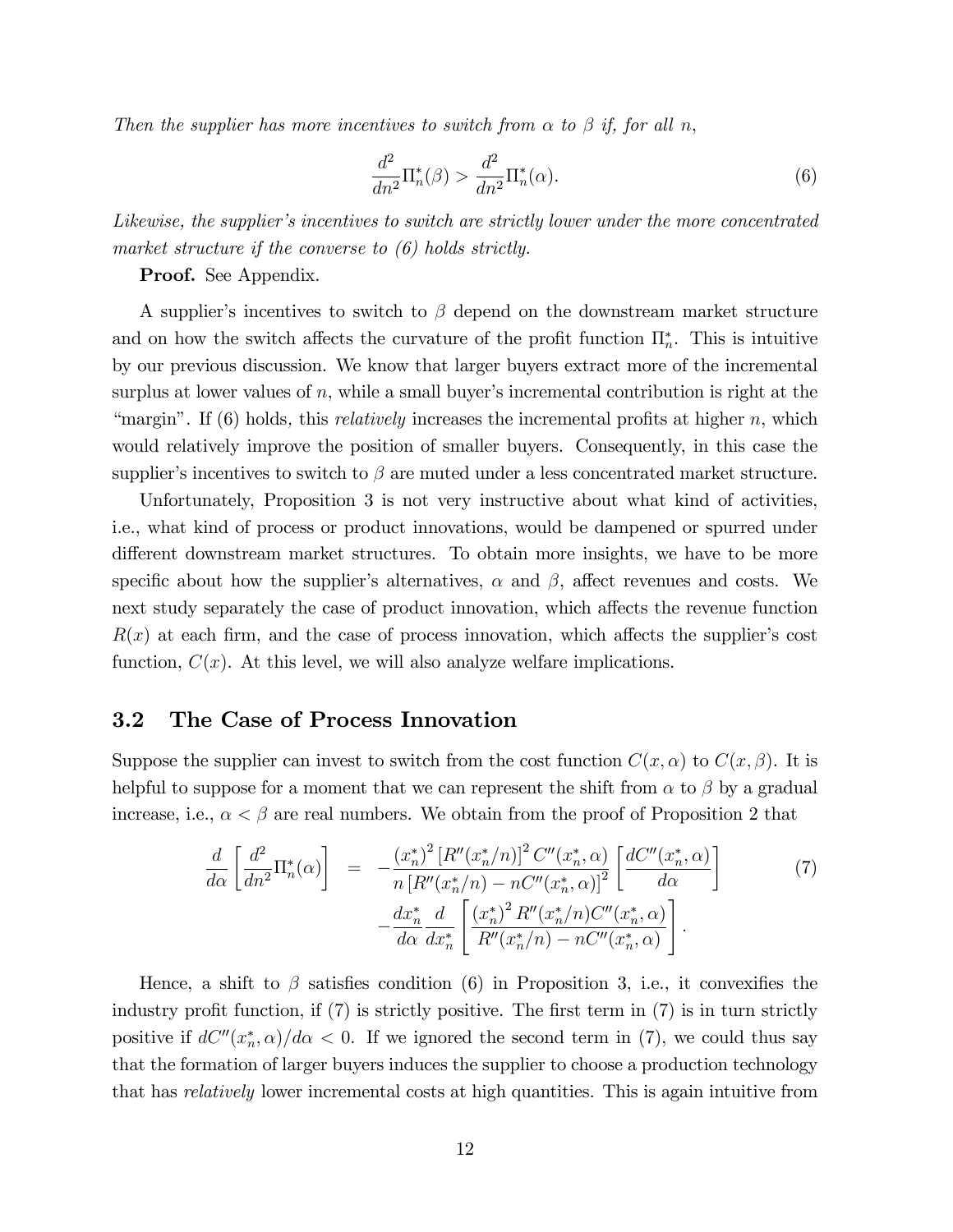*Then the supplier has more incentives to switch from $\alpha$ to $\beta$ if, for all $n$,*

$$\frac{d^2}{dn^2}\Pi_n^*(\beta) > \frac{d^2}{dn^2}\Pi_n^*(\alpha). \tag{6}$$

*Likewise, the supplier's incentives to switch are strictly lower under the more concentrated market structure if the converse to (6) holds strictly.*

**Proof.** See Appendix.

A supplier's incentives to switch to $\beta$ depend on the downstream market structure and on how the switch affects the curvature of the profit function $\Pi_n^*$. This is intuitive by our previous discussion. We know that larger buyers extract more of the incremental surplus at lower values of $n$, while a small buyer's incremental contribution is right at the "margin". If (6) holds, this *relatively* increases the incremental profits at higher $n$, which would relatively improve the position of smaller buyers. Consequently, in this case the supplier's incentives to switch to $\beta$ are muted under a less concentrated market structure.

Unfortunately, Proposition 3 is not very instructive about what kind of activities, i.e., what kind of process or product innovations, would be dampened or spurred under different downstream market structures. To obtain more insights, we have to be more specific about how the supplier's alternatives, $\alpha$ and $\beta$, affect revenues and costs. We next study separately the case of product innovation, which affects the revenue function $R(x)$ at each firm, and the case of process innovation, which affects the supplier's cost function, $C(x)$. At this level, we will also analyze welfare implications.

## 3.2 The Case of Process Innovation

Suppose the supplier can invest to switch from the cost function $C(x, \alpha)$ to $C(x, \beta)$. It is helpful to suppose for a moment that we can represent the shift from $\alpha$ to $\beta$ by a gradual increase, i.e., $\alpha < \beta$ are real numbers. We obtain from the proof of Proposition 2 that

$$\begin{aligned} \frac{d}{d\alpha}\left[\frac{d^2}{dn^2}\Pi_n^*(\alpha)\right] &= -\frac{(x_n^*)^2\left[R''(x_n^*/n)\right]^2 C''(x_n^*, \alpha)}{n\left[R''(x_n^*/n) - nC''(x_n^*, \alpha)\right]^2}\left[\frac{dC''(x_n^*, \alpha)}{d\alpha}\right] \\ &\quad - \frac{dx_n^*}{d\alpha}\frac{d}{dx_n^*}\left[\frac{(x_n^*)^2 R''(x_n^*/n) C''(x_n^*, \alpha)}{R''(x_n^*/n) - nC''(x_n^*, \alpha)}\right]. \end{aligned} \tag{7}$$

Hence, a shift to $\beta$ satisfies condition (6) in Proposition 3, i.e., it convexifies the industry profit function, if (7) is strictly positive. The first term in (7) is in turn strictly positive if $dC''(x_n^*, \alpha)/d\alpha < 0$. If we ignored the second term in (7), we could thus say that the formation of larger buyers induces the supplier to choose a production technology that has *relatively* lower incremental costs at high quantities. This is again intuitive from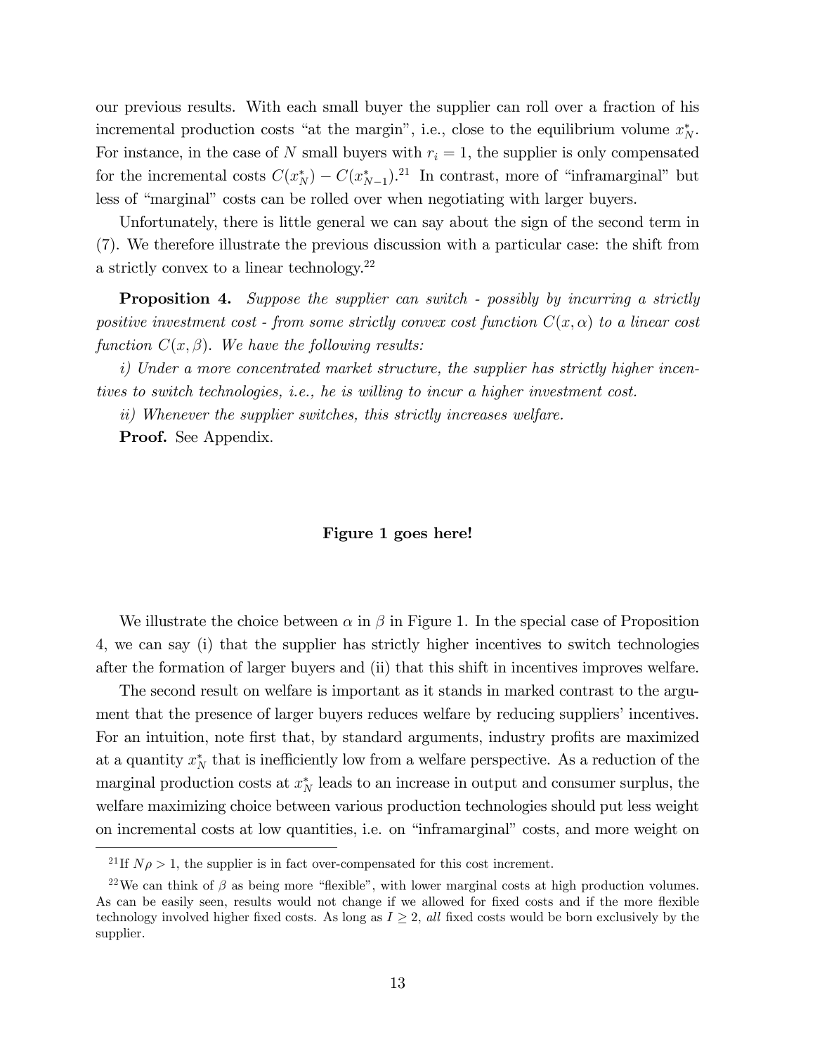our previous results. With each small buyer the supplier can roll over a fraction of his incremental production costs "at the margin", i.e., close to the equilibrium volume $x_N^*$. For instance, in the case of $N$ small buyers with $r_i = 1$, the supplier is only compensated for the incremental costs $C(x_N^*) - C(x_{N-1}^*)$.[21] In contrast, more of "inframarginal" but less of "marginal" costs can be rolled over when negotiating with larger buyers.

Unfortunately, there is little general we can say about the sign of the second term in (7). We therefore illustrate the previous discussion with a particular case: the shift from a strictly convex to a linear technology.[22]

**Proposition 4.** *Suppose the supplier can switch - possibly by incurring a strictly positive investment cost - from some strictly convex cost function $C(x, \alpha)$ to a linear cost function $C(x, \beta)$. We have the following results:*

*i) Under a more concentrated market structure, the supplier has strictly higher incentives to switch technologies, i.e., he is willing to incur a higher investment cost.*

*ii) Whenever the supplier switches, this strictly increases welfare.*

**Proof.** See Appendix.

**Figure 1 goes here!**

We illustrate the choice between $\alpha$ in $\beta$ in Figure 1. In the special case of Proposition 4, we can say (i) that the supplier has strictly higher incentives to switch technologies after the formation of larger buyers and (ii) that this shift in incentives improves welfare.

The second result on welfare is important as it stands in marked contrast to the argument that the presence of larger buyers reduces welfare by reducing suppliers' incentives. For an intuition, note first that, by standard arguments, industry profits are maximized at a quantity $x_N^*$ that is inefficiently low from a welfare perspective. As a reduction of the marginal production costs at $x_N^*$ leads to an increase in output and consumer surplus, the welfare maximizing choice between various production technologies should put less weight on incremental costs at low quantities, i.e. on "inframarginal" costs, and more weight on

[21] If $N\rho > 1$, the supplier is in fact over-compensated for this cost increment.

[22] We can think of $\beta$ as being more "flexible", with lower marginal costs at high production volumes. As can be easily seen, results would not change if we allowed for fixed costs and if the more flexible technology involved higher fixed costs. As long as $I \geq 2$, *all* fixed costs would be born exclusively by the supplier.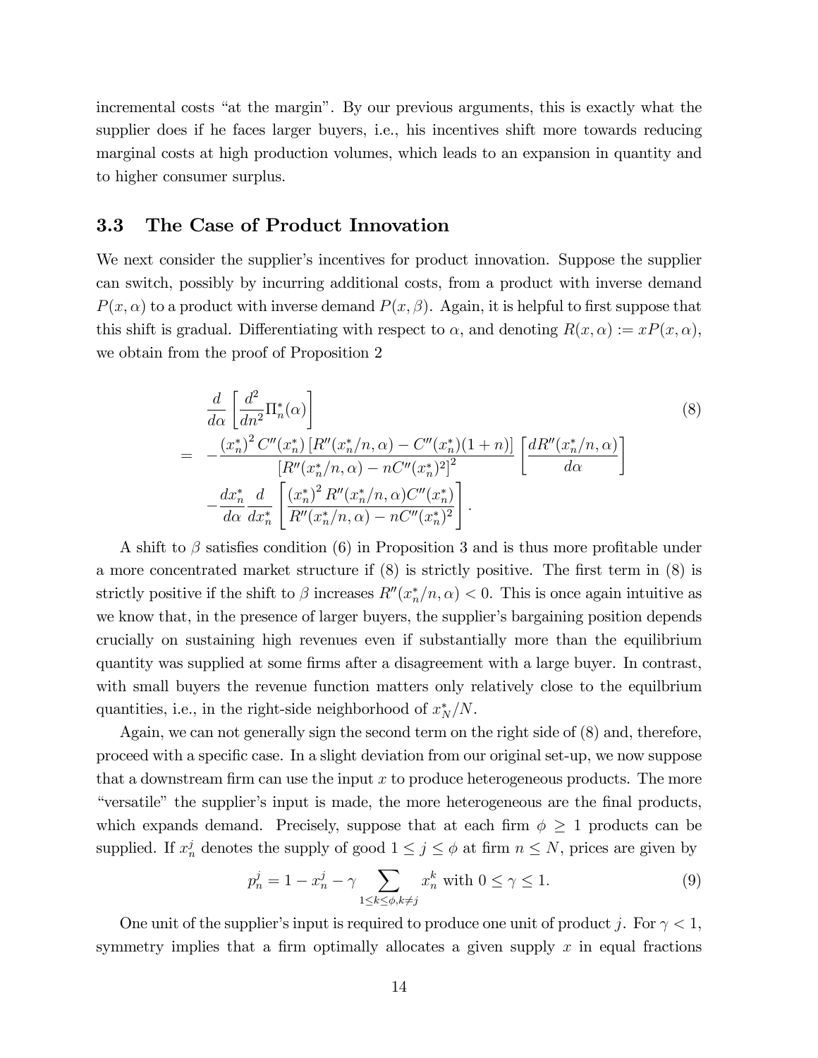incremental costs "at the margin". By our previous arguments, this is exactly what the supplier does if he faces larger buyers, i.e., his incentives shift more towards reducing marginal costs at high production volumes, which leads to an expansion in quantity and to higher consumer surplus.

### 3.3 The Case of Product Innovation

We next consider the supplier's incentives for product innovation. Suppose the supplier can switch, possibly by incurring additional costs, from a product with inverse demand $P(x, \alpha)$ to a product with inverse demand $P(x, \beta)$. Again, it is helpful to first suppose that this shift is gradual. Differentiating with respect to $\alpha$, and denoting $R(x, \alpha) := xP(x, \alpha)$, we obtain from the proof of Proposition 2

$$
\begin{aligned}
&\frac{d}{d\alpha}\left[\frac{d^2}{dn^2}\Pi_n^*(\alpha)\right] \qquad (8)\\
=\;& -\frac{(x_n^*)^2\, C''(x_n^*)\left[R''(x_n^*/n,\alpha) - C''(x_n^*)(1+n)\right]}{\left[R''(x_n^*/n,\alpha) - nC''(x_n^*)^2\right]^2}\left[\frac{dR''(x_n^*/n,\alpha)}{d\alpha}\right] \\
& -\frac{dx_n^*}{d\alpha}\frac{d}{dx_n^*}\left[\frac{(x_n^*)^2\, R''(x_n^*/n,\alpha)C''(x_n^*)}{R''(x_n^*/n,\alpha) - nC''(x_n^*)^2}\right].
\end{aligned}
$$

A shift to $\beta$ satisfies condition (6) in Proposition 3 and is thus more profitable under a more concentrated market structure if (8) is strictly positive. The first term in (8) is strictly positive if the shift to $\beta$ increases $R''(x_n^*/n, \alpha) < 0$. This is once again intuitive as we know that, in the presence of larger buyers, the supplier's bargaining position depends crucially on sustaining high revenues even if substantially more than the equilibrium quantity was supplied at some firms after a disagreement with a large buyer. In contrast, with small buyers the revenue function matters only relatively close to the equilbrium quantities, i.e., in the right-side neighborhood of $x_N^*/N$.

Again, we can not generally sign the second term on the right side of (8) and, therefore, proceed with a specific case. In a slight deviation from our original set-up, we now suppose that a downstream firm can use the input $x$ to produce heterogeneous products. The more "versatile" the supplier's input is made, the more heterogeneous are the final products, which expands demand. Precisely, suppose that at each firm $\phi \geq 1$ products can be supplied. If $x_n^j$ denotes the supply of good $1 \leq j \leq \phi$ at firm $n \leq N$, prices are given by

$$
p_n^j = 1 - x_n^j - \gamma \sum_{1 \leq k \leq \phi, k \neq j} x_n^k \text{ with } 0 \leq \gamma \leq 1. \qquad (9)
$$

One unit of the supplier's input is required to produce one unit of product $j$. For $\gamma < 1$, symmetry implies that a firm optimally allocates a given supply $x$ in equal fractions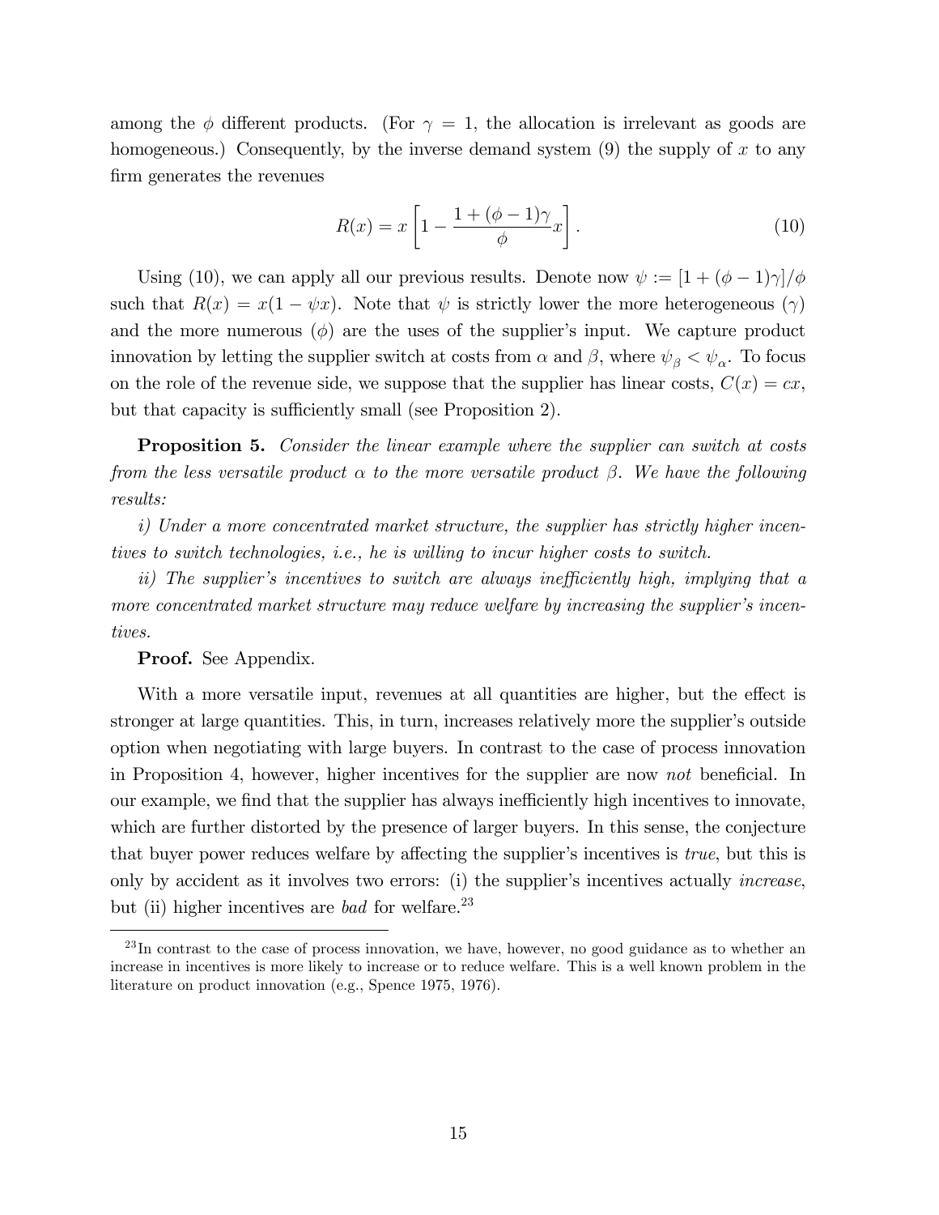among the $\phi$ different products. (For $\gamma = 1$, the allocation is irrelevant as goods are homogeneous.) Consequently, by the inverse demand system (9) the supply of $x$ to any firm generates the revenues

$$R(x) = x\left[1 - \frac{1 + (\phi - 1)\gamma}{\phi}x\right]. \tag{10}$$

Using (10), we can apply all our previous results. Denote now $\psi := [1 + (\phi - 1)\gamma]/\phi$ such that $R(x) = x(1 - \psi x)$. Note that $\psi$ is strictly lower the more heterogeneous ($\gamma$) and the more numerous ($\phi$) are the uses of the supplier's input. We capture product innovation by letting the supplier switch at costs from $\alpha$ and $\beta$, where $\psi_\beta < \psi_\alpha$. To focus on the role of the revenue side, we suppose that the supplier has linear costs, $C(x) = cx$, but that capacity is sufficiently small (see Proposition 2).

**Proposition 5.** *Consider the linear example where the supplier can switch at costs from the less versatile product $\alpha$ to the more versatile product $\beta$. We have the following results:*

*i) Under a more concentrated market structure, the supplier has strictly higher incentives to switch technologies, i.e., he is willing to incur higher costs to switch.*

*ii) The supplier's incentives to switch are always inefficiently high, implying that a more concentrated market structure may reduce welfare by increasing the supplier's incentives.*

**Proof.** See Appendix.

With a more versatile input, revenues at all quantities are higher, but the effect is stronger at large quantities. This, in turn, increases relatively more the supplier's outside option when negotiating with large buyers. In contrast to the case of process innovation in Proposition 4, however, higher incentives for the supplier are now *not* beneficial. In our example, we find that the supplier has always inefficiently high incentives to innovate, which are further distorted by the presence of larger buyers. In this sense, the conjecture that buyer power reduces welfare by affecting the supplier's incentives is *true*, but this is only by accident as it involves two errors: (i) the supplier's incentives actually *increase*, but (ii) higher incentives are *bad* for welfare.[23]

[23] In contrast to the case of process innovation, we have, however, no good guidance as to whether an increase in incentives is more likely to increase or to reduce welfare. This is a well known problem in the literature on product innovation (e.g., Spence 1975, 1976).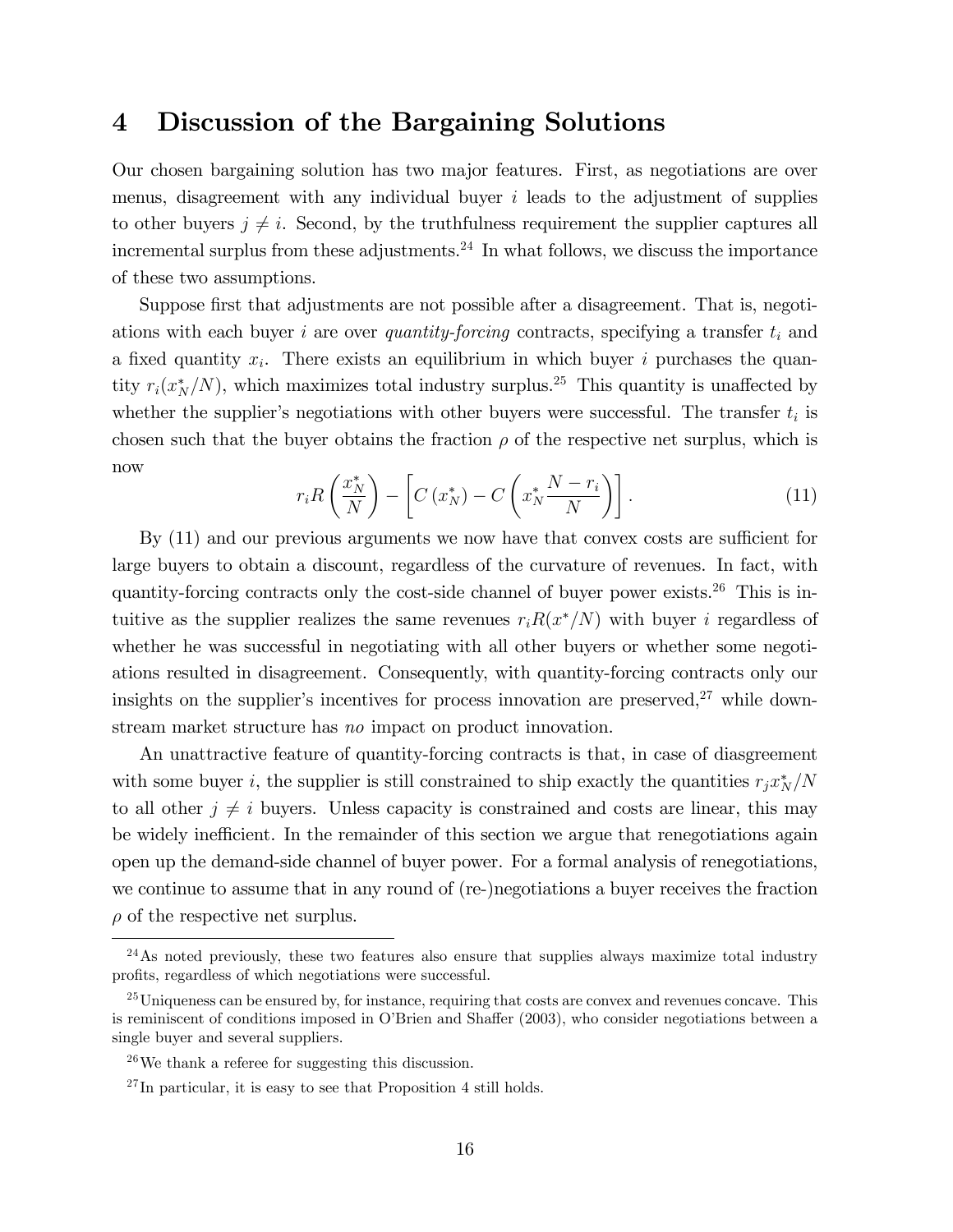# 4 Discussion of the Bargaining Solutions

Our chosen bargaining solution has two major features. First, as negotiations are over menus, disagreement with any individual buyer $i$ leads to the adjustment of supplies to other buyers $j \neq i$. Second, by the truthfulness requirement the supplier captures all incremental surplus from these adjustments.[24] In what follows, we discuss the importance of these two assumptions.

Suppose first that adjustments are not possible after a disagreement. That is, negotiations with each buyer $i$ are over *quantity-forcing* contracts, specifying a transfer $t_i$ and a fixed quantity $x_i$. There exists an equilibrium in which buyer $i$ purchases the quantity $r_i(x_N^*/N)$, which maximizes total industry surplus.[25] This quantity is unaffected by whether the supplier's negotiations with other buyers were successful. The transfer $t_i$ is chosen such that the buyer obtains the fraction $\rho$ of the respective net surplus, which is now

$$r_i R\left(\frac{x_N^*}{N}\right) - \left[C\left(x_N^*\right) - C\left(x_N^* \frac{N - r_i}{N}\right)\right]. \tag{11}$$

By (11) and our previous arguments we now have that convex costs are sufficient for large buyers to obtain a discount, regardless of the curvature of revenues. In fact, with quantity-forcing contracts only the cost-side channel of buyer power exists.[26] This is intuitive as the supplier realizes the same revenues $r_i R(x^*/N)$ with buyer $i$ regardless of whether he was successful in negotiating with all other buyers or whether some negotiations resulted in disagreement. Consequently, with quantity-forcing contracts only our insights on the supplier's incentives for process innovation are preserved,[27] while downstream market structure has *no* impact on product innovation.

An unattractive feature of quantity-forcing contracts is that, in case of diasgreement with some buyer $i$, the supplier is still constrained to ship exactly the quantities $r_j x_N^*/N$ to all other $j \neq i$ buyers. Unless capacity is constrained and costs are linear, this may be widely inefficient. In the remainder of this section we argue that renegotiations again open up the demand-side channel of buyer power. For a formal analysis of renegotiations, we continue to assume that in any round of (re-)negotiations a buyer receives the fraction $\rho$ of the respective net surplus.

---

[24] As noted previously, these two features also ensure that supplies always maximize total industry profits, regardless of which negotiations were successful.

[25] Uniqueness can be ensured by, for instance, requiring that costs are convex and revenues concave. This is reminiscent of conditions imposed in O'Brien and Shaffer (2003), who consider negotiations between a single buyer and several suppliers.

[26] We thank a referee for suggesting this discussion.

[27] In particular, it is easy to see that Proposition 4 still holds.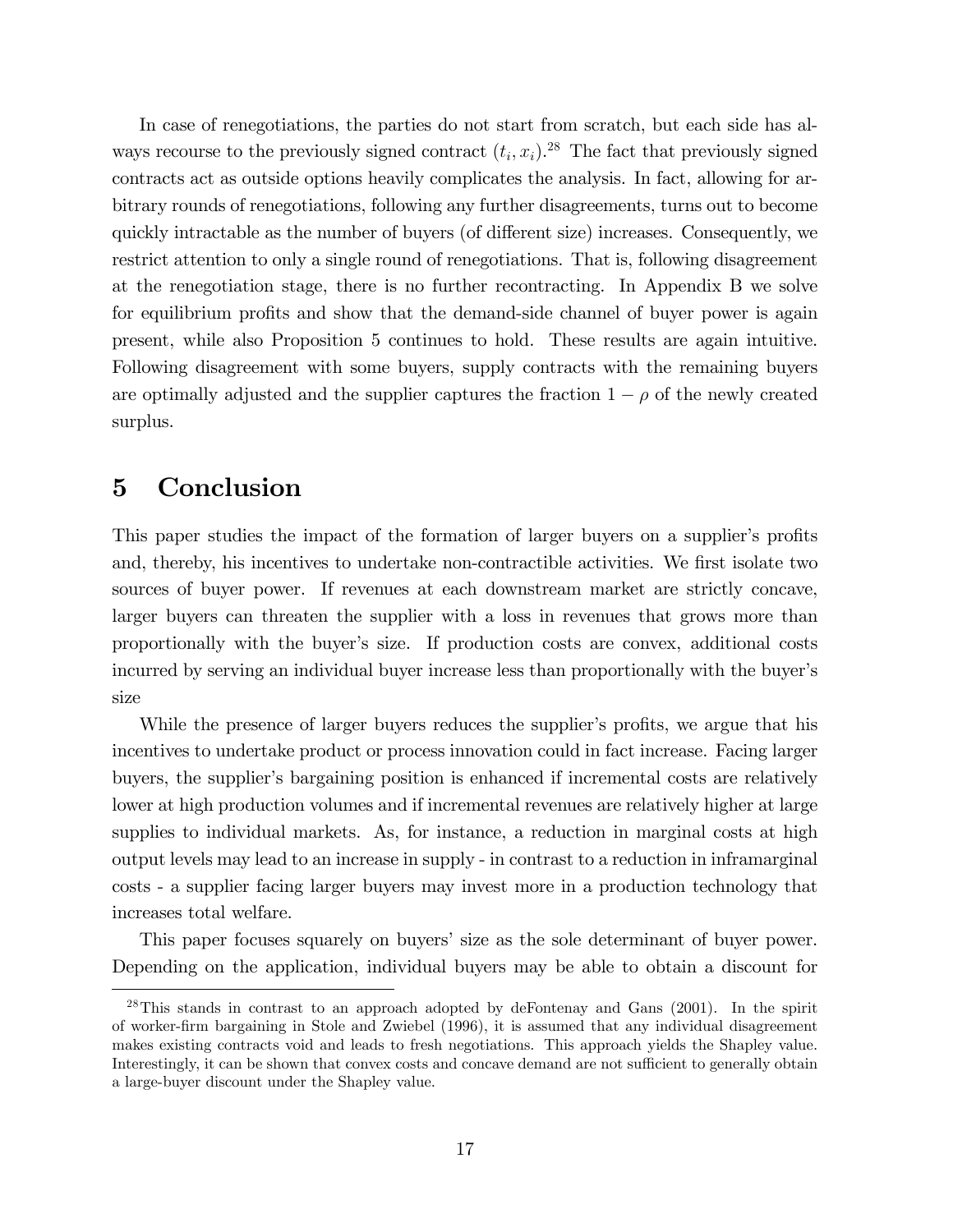In case of renegotiations, the parties do not start from scratch, but each side has always recourse to the previously signed contract $(t_i, x_i)$.[28] The fact that previously signed contracts act as outside options heavily complicates the analysis. In fact, allowing for arbitrary rounds of renegotiations, following any further disagreements, turns out to become quickly intractable as the number of buyers (of different size) increases. Consequently, we restrict attention to only a single round of renegotiations. That is, following disagreement at the renegotiation stage, there is no further recontracting. In Appendix B we solve for equilibrium profits and show that the demand-side channel of buyer power is again present, while also Proposition 5 continues to hold. These results are again intuitive. Following disagreement with some buyers, supply contracts with the remaining buyers are optimally adjusted and the supplier captures the fraction $1 - \rho$ of the newly created surplus.

# 5 Conclusion

This paper studies the impact of the formation of larger buyers on a supplier's profits and, thereby, his incentives to undertake non-contractible activities. We first isolate two sources of buyer power. If revenues at each downstream market are strictly concave, larger buyers can threaten the supplier with a loss in revenues that grows more than proportionally with the buyer's size. If production costs are convex, additional costs incurred by serving an individual buyer increase less than proportionally with the buyer's size

While the presence of larger buyers reduces the supplier's profits, we argue that his incentives to undertake product or process innovation could in fact increase. Facing larger buyers, the supplier's bargaining position is enhanced if incremental costs are relatively lower at high production volumes and if incremental revenues are relatively higher at large supplies to individual markets. As, for instance, a reduction in marginal costs at high output levels may lead to an increase in supply - in contrast to a reduction in inframarginal costs - a supplier facing larger buyers may invest more in a production technology that increases total welfare.

This paper focuses squarely on buyers' size as the sole determinant of buyer power. Depending on the application, individual buyers may be able to obtain a discount for

[28] This stands in contrast to an approach adopted by deFontenay and Gans (2001). In the spirit of worker-firm bargaining in Stole and Zwiebel (1996), it is assumed that any individual disagreement makes existing contracts void and leads to fresh negotiations. This approach yields the Shapley value. Interestingly, it can be shown that convex costs and concave demand are not sufficient to generally obtain a large-buyer discount under the Shapley value.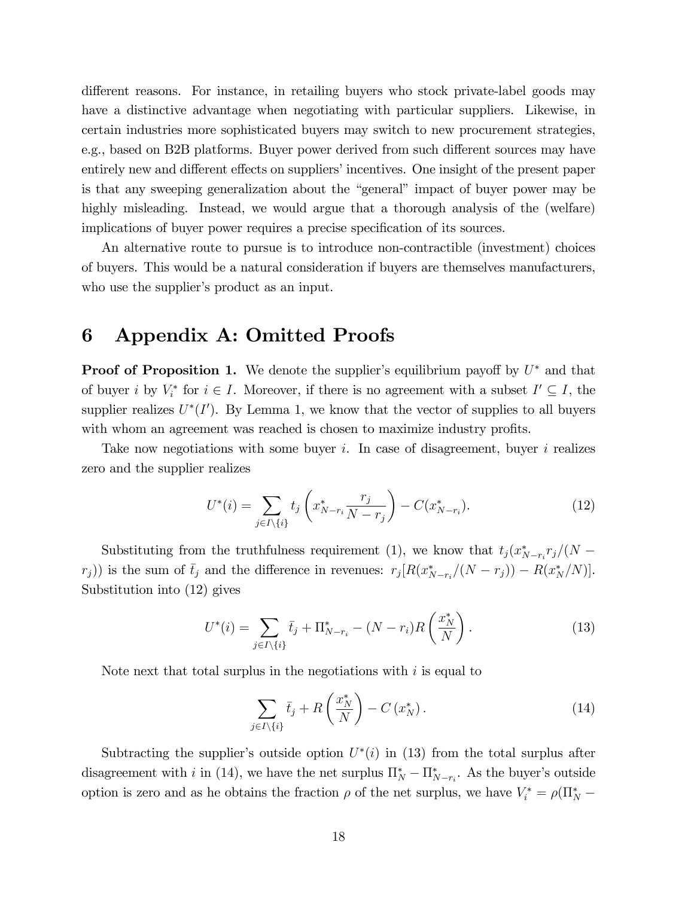different reasons. For instance, in retailing buyers who stock private-label goods may have a distinctive advantage when negotiating with particular suppliers. Likewise, in certain industries more sophisticated buyers may switch to new procurement strategies, e.g., based on B2B platforms. Buyer power derived from such different sources may have entirely new and different effects on suppliers' incentives. One insight of the present paper is that any sweeping generalization about the "general" impact of buyer power may be highly misleading. Instead, we would argue that a thorough analysis of the (welfare) implications of buyer power requires a precise specification of its sources.

An alternative route to pursue is to introduce non-contractible (investment) choices of buyers. This would be a natural consideration if buyers are themselves manufacturers, who use the supplier's product as an input.

# 6 Appendix A: Omitted Proofs

**Proof of Proposition 1.** We denote the supplier's equilibrium payoff by $U^*$ and that of buyer $i$ by $V_i^*$ for $i \in I$. Moreover, if there is no agreement with a subset $I' \subseteq I$, the supplier realizes $U^*(I')$. By Lemma 1, we know that the vector of supplies to all buyers with whom an agreement was reached is chosen to maximize industry profits.

Take now negotiations with some buyer $i$. In case of disagreement, buyer $i$ realizes zero and the supplier realizes

$$U^*(i) = \sum_{j \in I \setminus \{i\}} t_j \left( x^*_{N-r_i} \frac{r_j}{N - r_j} \right) - C(x^*_{N-r_i}). \tag{12}$$

Substituting from the truthfulness requirement (1), we know that $t_j(x^*_{N-r_i} r_j/(N - r_j))$ is the sum of $\bar{t}_j$ and the difference in revenues: $r_j[R(x^*_{N-r_i}/(N - r_j)) - R(x^*_N/N)]$. Substitution into (12) gives

$$U^*(i) = \sum_{j \in I \setminus \{i\}} \bar{t}_j + \Pi^*_{N-r_i} - (N - r_i) R\left(\frac{x^*_N}{N}\right). \tag{13}$$

Note next that total surplus in the negotiations with $i$ is equal to

$$\sum_{j \in I \setminus \{i\}} \bar{t}_j + R\left(\frac{x^*_N}{N}\right) - C\left(x^*_N\right). \tag{14}$$

Subtracting the supplier's outside option $U^*(i)$ in (13) from the total surplus after disagreement with $i$ in (14), we have the net surplus $\Pi^*_N - \Pi^*_{N-r_i}$. As the buyer's outside option is zero and as he obtains the fraction $\rho$ of the net surplus, we have $V_i^* = \rho(\Pi^*_N -$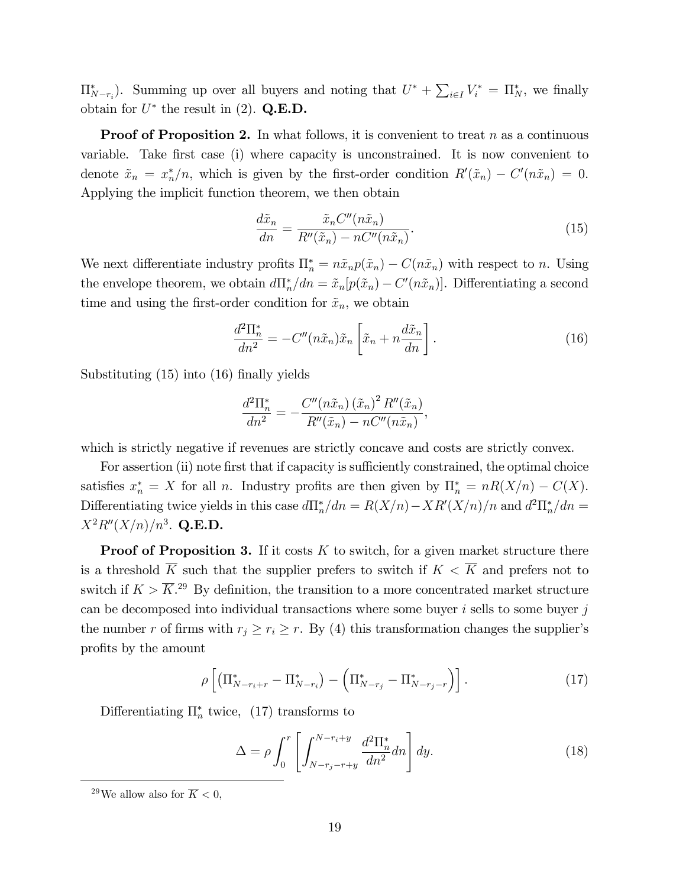$\Pi^*_{N-r_i}$). Summing up over all buyers and noting that $U^* + \sum_{i \in I} V_i^* = \Pi^*_N$, we finally obtain for $U^*$ the result in (2). **Q.E.D.**

**Proof of Proposition 2.** In what follows, it is convenient to treat $n$ as a continuous variable. Take first case (i) where capacity is unconstrained. It is now convenient to denote $\tilde{x}_n = x_n^*/n$, which is given by the first-order condition $R'(\tilde{x}_n) - C'(n\tilde{x}_n) = 0$. Applying the implicit function theorem, we then obtain

$$\frac{d\tilde{x}_n}{dn} = \frac{\tilde{x}_n C''(n\tilde{x}_n)}{R''(\tilde{x}_n) - nC''(n\tilde{x}_n)}. \tag{15}$$

We next differentiate industry profits $\Pi^*_n = n\tilde{x}_n p(\tilde{x}_n) - C(n\tilde{x}_n)$ with respect to $n$. Using the envelope theorem, we obtain $d\Pi^*_n/dn = \tilde{x}_n[p(\tilde{x}_n) - C'(n\tilde{x}_n)]$. Differentiating a second time and using the first-order condition for $\tilde{x}_n$, we obtain

$$\frac{d^2\Pi^*_n}{dn^2} = -C''(n\tilde{x}_n)\tilde{x}_n \left[\tilde{x}_n + n\frac{d\tilde{x}_n}{dn}\right]. \tag{16}$$

Substituting (15) into (16) finally yields

$$\frac{d^2\Pi^*_n}{dn^2} = -\frac{C''(n\tilde{x}_n)\left(\tilde{x}_n\right)^2 R''(\tilde{x}_n)}{R''(\tilde{x}_n) - nC''(n\tilde{x}_n)},$$

which is strictly negative if revenues are strictly concave and costs are strictly convex.

For assertion (ii) note first that if capacity is sufficiently constrained, the optimal choice satisfies $x_n^* = X$ for all $n$. Industry profits are then given by $\Pi^*_n = nR(X/n) - C(X)$. Differentiating twice yields in this case $d\Pi^*_n/dn = R(X/n) - XR'(X/n)/n$ and $d^2\Pi^*_n/dn = X^2R''(X/n)/n^3$. **Q.E.D.**

**Proof of Proposition 3.** If it costs $K$ to switch, for a given market structure there is a threshold $\overline{K}$ such that the supplier prefers to switch if $K < \overline{K}$ and prefers not to switch if $K > \overline{K}$.[29] By definition, the transition to a more concentrated market structure can be decomposed into individual transactions where some buyer $i$ sells to some buyer $j$ the number $r$ of firms with $r_j \geq r_i \geq r$. By (4) this transformation changes the supplier's profits by the amount

$$\rho\left[\left(\Pi^*_{N-r_i+r} - \Pi^*_{N-r_i}\right) - \left(\Pi^*_{N-r_j} - \Pi^*_{N-r_j-r}\right)\right]. \tag{17}$$

Differentiating $\Pi^*_n$ twice, (17) transforms to

$$\Delta = \rho\int_0^r \left[\int_{N-r_j-r+y}^{N-r_i+y} \frac{d^2\Pi^*_n}{dn^2}dn\right]dy. \tag{18}$$

[29] We allow also for $\overline{K} < 0$,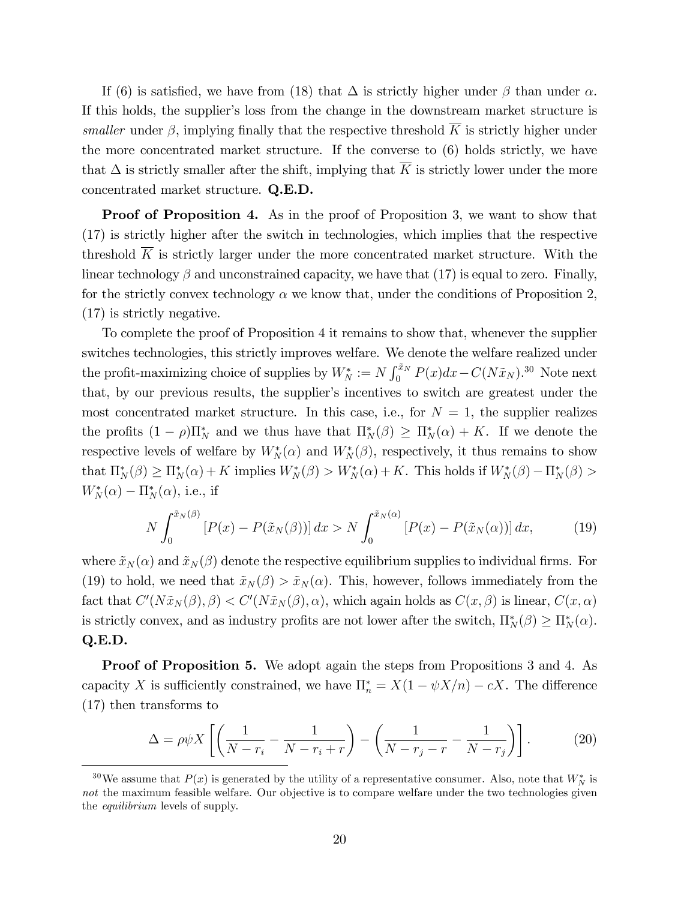If (6) is satisfied, we have from (18) that $\Delta$ is strictly higher under $\beta$ than under $\alpha$. If this holds, the supplier's loss from the change in the downstream market structure is *smaller* under $\beta$, implying finally that the respective threshold $\overline{K}$ is strictly higher under the more concentrated market structure. If the converse to (6) holds strictly, we have that $\Delta$ is strictly smaller after the shift, implying that $\overline{K}$ is strictly lower under the more concentrated market structure. **Q.E.D.**

**Proof of Proposition 4.** As in the proof of Proposition 3, we want to show that (17) is strictly higher after the switch in technologies, which implies that the respective threshold $\overline{K}$ is strictly larger under the more concentrated market structure. With the linear technology $\beta$ and unconstrained capacity, we have that (17) is equal to zero. Finally, for the strictly convex technology $\alpha$ we know that, under the conditions of Proposition 2, (17) is strictly negative.

To complete the proof of Proposition 4 it remains to show that, whenever the supplier switches technologies, this strictly improves welfare. We denote the welfare realized under the profit-maximizing choice of supplies by $W_N^* := N\int_0^{\tilde{x}_N} P(x)dx - C(N\tilde{x}_N)$.[30] Note next that, by our previous results, the supplier's incentives to switch are greatest under the most concentrated market structure. In this case, i.e., for $N=1$, the supplier realizes the profits $(1-\rho)\Pi_N^*$ and we thus have that $\Pi_N^*(\beta) \geq \Pi_N^*(\alpha) + K$. If we denote the respective levels of welfare by $W_N^*(\alpha)$ and $W_N^*(\beta)$, respectively, it thus remains to show that $\Pi_N^*(\beta) \geq \Pi_N^*(\alpha) + K$ implies $W_N^*(\beta) > W_N^*(\alpha) + K$. This holds if $W_N^*(\beta) - \Pi_N^*(\beta) > W_N^*(\alpha) - \Pi_N^*(\alpha)$, i.e., if

$$N\int_0^{\tilde{x}_N(\beta)} \left[P(x) - P(\tilde{x}_N(\beta))\right] dx > N\int_0^{\tilde{x}_N(\alpha)} \left[P(x) - P(\tilde{x}_N(\alpha))\right] dx, \tag{19}$$

where $\tilde{x}_N(\alpha)$ and $\tilde{x}_N(\beta)$ denote the respective equilibrium supplies to individual firms. For (19) to hold, we need that $\tilde{x}_N(\beta) > \tilde{x}_N(\alpha)$. This, however, follows immediately from the fact that $C'(N\tilde{x}_N(\beta), \beta) < C'(N\tilde{x}_N(\beta), \alpha)$, which again holds as $C(x, \beta)$ is linear, $C(x, \alpha)$ is strictly convex, and as industry profits are not lower after the switch, $\Pi_N^*(\beta) \geq \Pi_N^*(\alpha)$. **Q.E.D.**

**Proof of Proposition 5.** We adopt again the steps from Propositions 3 and 4. As capacity $X$ is sufficiently constrained, we have $\Pi_n^* = X(1 - \psi X/n) - cX$. The difference (17) then transforms to

$$\Delta = \rho\psi X\left[\left(\frac{1}{N-r_i} - \frac{1}{N-r_i+r}\right) - \left(\frac{1}{N-r_j-r} - \frac{1}{N-r_j}\right)\right]. \tag{20}$$

[30] We assume that $P(x)$ is generated by the utility of a representative consumer. Also, note that $W_N^*$ is *not* the maximum feasible welfare. Our objective is to compare welfare under the two technologies given the *equilibrium* levels of supply.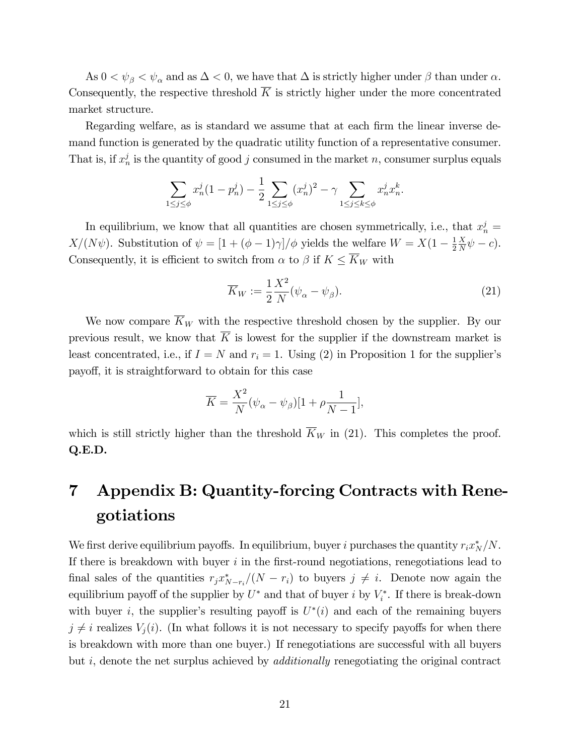As $0 < \psi_\beta < \psi_\alpha$ and as $\Delta < 0$, we have that $\Delta$ is strictly higher under $\beta$ than under $\alpha$. Consequently, the respective threshold $\overline{K}$ is strictly higher under the more concentrated market structure.

Regarding welfare, as is standard we assume that at each firm the linear inverse demand function is generated by the quadratic utility function of a representative consumer. That is, if $x_n^j$ is the quantity of good $j$ consumed in the market $n$, consumer surplus equals

$$\sum_{1 \leq j \leq \phi} x_n^j (1 - p_n^j) - \frac{1}{2} \sum_{1 \leq j \leq \phi} (x_n^j)^2 - \gamma \sum_{1 \leq j \leq k \leq \phi} x_n^j x_n^k.$$

In equilibrium, we know that all quantities are chosen symmetrically, i.e., that $x_n^j = X/(N\psi)$. Substitution of $\psi = [1 + (\phi - 1)\gamma]/\phi$ yields the welfare $W = X(1 - \frac{1}{2}\frac{X}{N}\psi - c)$. Consequently, it is efficient to switch from $\alpha$ to $\beta$ if $K \leq \overline{K}_W$ with

$$\overline{K}_W := \frac{1}{2}\frac{X^2}{N}(\psi_\alpha - \psi_\beta). \tag{21}$$

We now compare $\overline{K}_W$ with the respective threshold chosen by the supplier. By our previous result, we know that $\overline{K}$ is lowest for the supplier if the downstream market is least concentrated, i.e., if $I = N$ and $r_i = 1$. Using (2) in Proposition 1 for the supplier's payoff, it is straightforward to obtain for this case

$$\overline{K} = \frac{X^2}{N}(\psi_\alpha - \psi_\beta)[1 + \rho\frac{1}{N-1}],$$

which is still strictly higher than the threshold $\overline{K}_W$ in (21). This completes the proof. **Q.E.D.**

# 7 Appendix B: Quantity-forcing Contracts with Renegotiations

We first derive equilibrium payoffs. In equilibrium, buyer $i$ purchases the quantity $r_i x_N^*/N$. If there is breakdown with buyer $i$ in the first-round negotiations, renegotiations lead to final sales of the quantities $r_j x_{N-r_i}^*/(N - r_i)$ to buyers $j \neq i$. Denote now again the equilibrium payoff of the supplier by $U^*$ and that of buyer $i$ by $V_i^*$. If there is break-down with buyer $i$, the supplier's resulting payoff is $U^*(i)$ and each of the remaining buyers $j \neq i$ realizes $V_j(i)$. (In what follows it is not necessary to specify payoffs for when there is breakdown with more than one buyer.) If renegotiations are successful with all buyers but $i$, denote the net surplus achieved by *additionally* renegotiating the original contract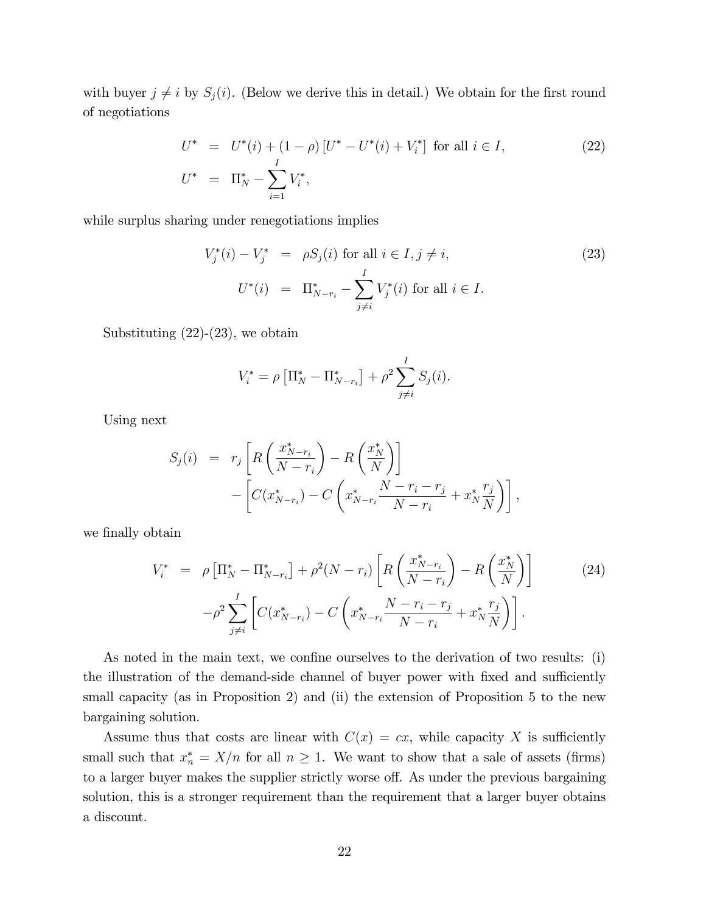with buyer $j \neq i$ by $S_j(i)$. (Below we derive this in detail.) We obtain for the first round of negotiations

$$
\begin{aligned}
U^* &= U^*(i) + (1-\rho)\left[U^* - U^*(i) + V_i^*\right] \text{ for all } i \in I, \\
U^* &= \Pi_N^* - \sum_{i=1}^{I} V_i^*,
\end{aligned}
\tag{22}
$$

while surplus sharing under renegotiations implies

$$
\begin{aligned}
V_j^*(i) - V_j^* &= \rho S_j(i) \text{ for all } i \in I, j \neq i, \\
U^*(i) &= \Pi_{N-r_i}^* - \sum_{j \neq i}^{I} V_j^*(i) \text{ for all } i \in I.
\end{aligned}
\tag{23}
$$

Substituting (22)-(23), we obtain

$$
V_i^* = \rho\left[\Pi_N^* - \Pi_{N-r_i}^*\right] + \rho^2 \sum_{j \neq i}^{I} S_j(i).
$$

Using next

$$
\begin{aligned}
S_j(i) &= r_j\left[R\left(\frac{x_{N-r_i}^*}{N-r_i}\right) - R\left(\frac{x_N^*}{N}\right)\right] \\
&\quad - \left[C(x_{N-r_i}^*) - C\left(x_{N-r_i}^* \frac{N-r_i-r_j}{N-r_i} + x_N^* \frac{r_j}{N}\right)\right],
\end{aligned}
$$

we finally obtain

$$
\begin{aligned}
V_i^* &= \rho\left[\Pi_N^* - \Pi_{N-r_i}^*\right] + \rho^2 (N-r_i)\left[R\left(\frac{x_{N-r_i}^*}{N-r_i}\right) - R\left(\frac{x_N^*}{N}\right)\right] \\
&\quad - \rho^2 \sum_{j \neq i}^{I}\left[C(x_{N-r_i}^*) - C\left(x_{N-r_i}^* \frac{N-r_i-r_j}{N-r_i} + x_N^* \frac{r_j}{N}\right)\right].
\end{aligned}
\tag{24}
$$

As noted in the main text, we confine ourselves to the derivation of two results: (i) the illustration of the demand-side channel of buyer power with fixed and sufficiently small capacity (as in Proposition 2) and (ii) the extension of Proposition 5 to the new bargaining solution.

Assume thus that costs are linear with $C(x) = cx$, while capacity $X$ is sufficiently small such that $x_n^* = X/n$ for all $n \geq 1$. We want to show that a sale of assets (firms) to a larger buyer makes the supplier strictly worse off. As under the previous bargaining solution, this is a stronger requirement than the requirement that a larger buyer obtains a discount.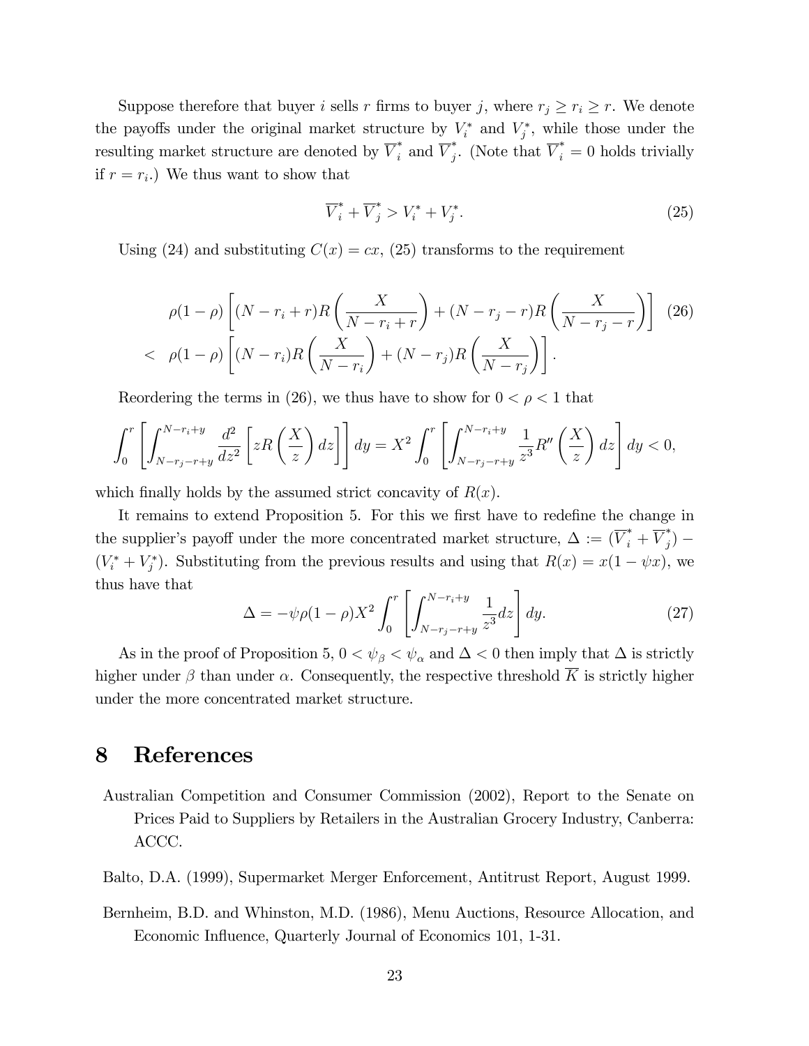Suppose therefore that buyer $i$ sells $r$ firms to buyer $j$, where $r_j \geq r_i \geq r$. We denote the payoffs under the original market structure by $V_i^*$ and $V_j^*$, while those under the resulting market structure are denoted by $\overline{V}_i^*$ and $\overline{V}_j^*$. (Note that $\overline{V}_i^* = 0$ holds trivially if $r = r_i$.) We thus want to show that

$$\overline{V}_i^* + \overline{V}_j^* > V_i^* + V_j^*. \tag{25}$$

Using (24) and substituting $C(x) = cx$, (25) transforms to the requirement

$$\begin{aligned}
& \rho(1-\rho)\left[(N - r_i + r)R\left(\frac{X}{N - r_i + r}\right) + (N - r_j - r)R\left(\frac{X}{N - r_j - r}\right)\right] \quad (26) \\
< \; & \rho(1-\rho)\left[(N - r_i)R\left(\frac{X}{N - r_i}\right) + (N - r_j)R\left(\frac{X}{N - r_j}\right)\right].
\end{aligned}$$

Reordering the terms in (26), we thus have to show for $0 < \rho < 1$ that

$$\int_0^r \left[\int_{N-r_j-r+y}^{N-r_i+y} \frac{d^2}{dz^2}\left[zR\left(\frac{X}{z}\right)dz\right]\right]dy = X^2 \int_0^r \left[\int_{N-r_j-r+y}^{N-r_i+y} \frac{1}{z^3} R''\left(\frac{X}{z}\right)dz\right]dy < 0,$$

which finally holds by the assumed strict concavity of $R(x)$.

It remains to extend Proposition 5. For this we first have to redefine the change in the supplier's payoff under the more concentrated market structure, $\Delta := (\overline{V}_i^* + \overline{V}_j^*) - (V_i^* + V_j^*)$. Substituting from the previous results and using that $R(x) = x(1 - \psi x)$, we thus have that

$$\Delta = -\psi\rho(1-\rho)X^2 \int_0^r \left[\int_{N-r_j-r+y}^{N-r_i+y} \frac{1}{z^3} dz\right]dy. \tag{27}$$

As in the proof of Proposition 5, $0 < \psi_\beta < \psi_\alpha$ and $\Delta < 0$ then imply that $\Delta$ is strictly higher under $\beta$ than under $\alpha$. Consequently, the respective threshold $\overline{K}$ is strictly higher under the more concentrated market structure.

# 8 References

Australian Competition and Consumer Commission (2002), Report to the Senate on Prices Paid to Suppliers by Retailers in the Australian Grocery Industry, Canberra: ACCC.

Balto, D.A. (1999), Supermarket Merger Enforcement, Antitrust Report, August 1999.

Bernheim, B.D. and Whinston, M.D. (1986), Menu Auctions, Resource Allocation, and Economic Influence, Quarterly Journal of Economics 101, 1-31.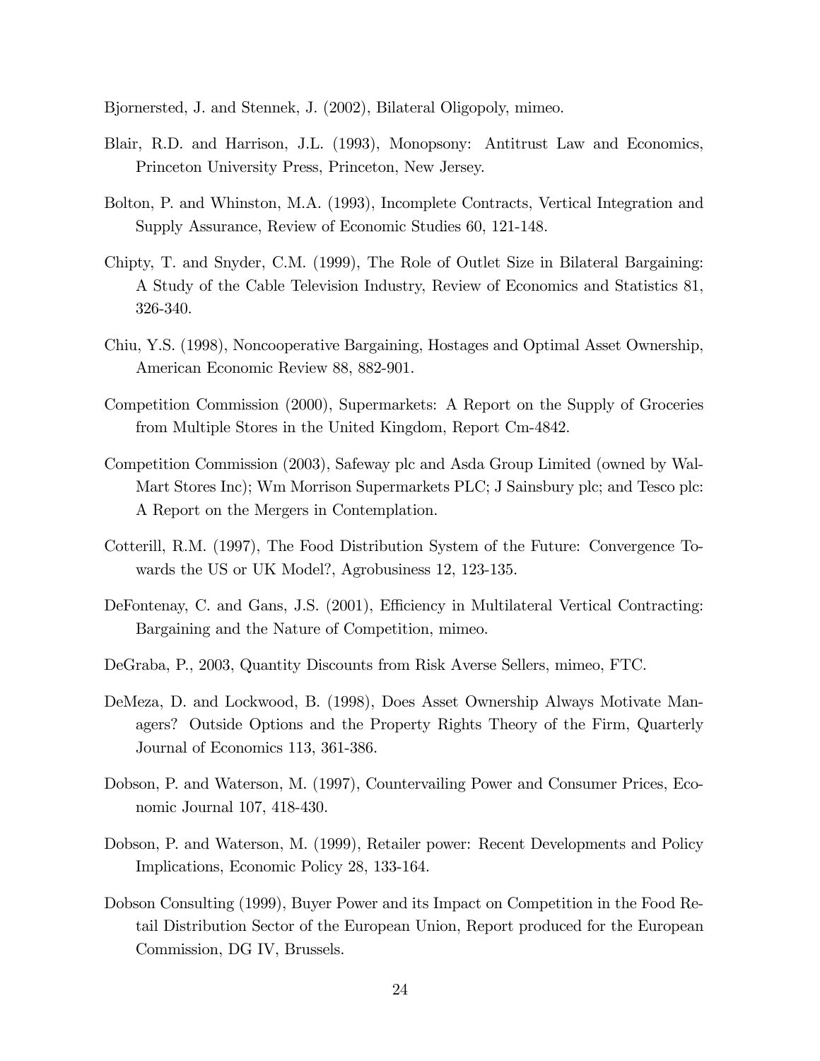Bjornersted, J. and Stennek, J. (2002), Bilateral Oligopoly, mimeo.

Blair, R.D. and Harrison, J.L. (1993), Monopsony: Antitrust Law and Economics, Princeton University Press, Princeton, New Jersey.

Bolton, P. and Whinston, M.A. (1993), Incomplete Contracts, Vertical Integration and Supply Assurance, Review of Economic Studies 60, 121-148.

Chipty, T. and Snyder, C.M. (1999), The Role of Outlet Size in Bilateral Bargaining: A Study of the Cable Television Industry, Review of Economics and Statistics 81, 326-340.

Chiu, Y.S. (1998), Noncooperative Bargaining, Hostages and Optimal Asset Ownership, American Economic Review 88, 882-901.

Competition Commission (2000), Supermarkets: A Report on the Supply of Groceries from Multiple Stores in the United Kingdom, Report Cm-4842.

Competition Commission (2003), Safeway plc and Asda Group Limited (owned by Wal-Mart Stores Inc); Wm Morrison Supermarkets PLC; J Sainsbury plc; and Tesco plc: A Report on the Mergers in Contemplation.

Cotterill, R.M. (1997), The Food Distribution System of the Future: Convergence Towards the US or UK Model?, Agrobusiness 12, 123-135.

DeFontenay, C. and Gans, J.S. (2001), Efficiency in Multilateral Vertical Contracting: Bargaining and the Nature of Competition, mimeo.

DeGraba, P., 2003, Quantity Discounts from Risk Averse Sellers, mimeo, FTC.

DeMeza, D. and Lockwood, B. (1998), Does Asset Ownership Always Motivate Managers? Outside Options and the Property Rights Theory of the Firm, Quarterly Journal of Economics 113, 361-386.

Dobson, P. and Waterson, M. (1997), Countervailing Power and Consumer Prices, Economic Journal 107, 418-430.

Dobson, P. and Waterson, M. (1999), Retailer power: Recent Developments and Policy Implications, Economic Policy 28, 133-164.

Dobson Consulting (1999), Buyer Power and its Impact on Competition in the Food Retail Distribution Sector of the European Union, Report produced for the European Commission, DG IV, Brussels.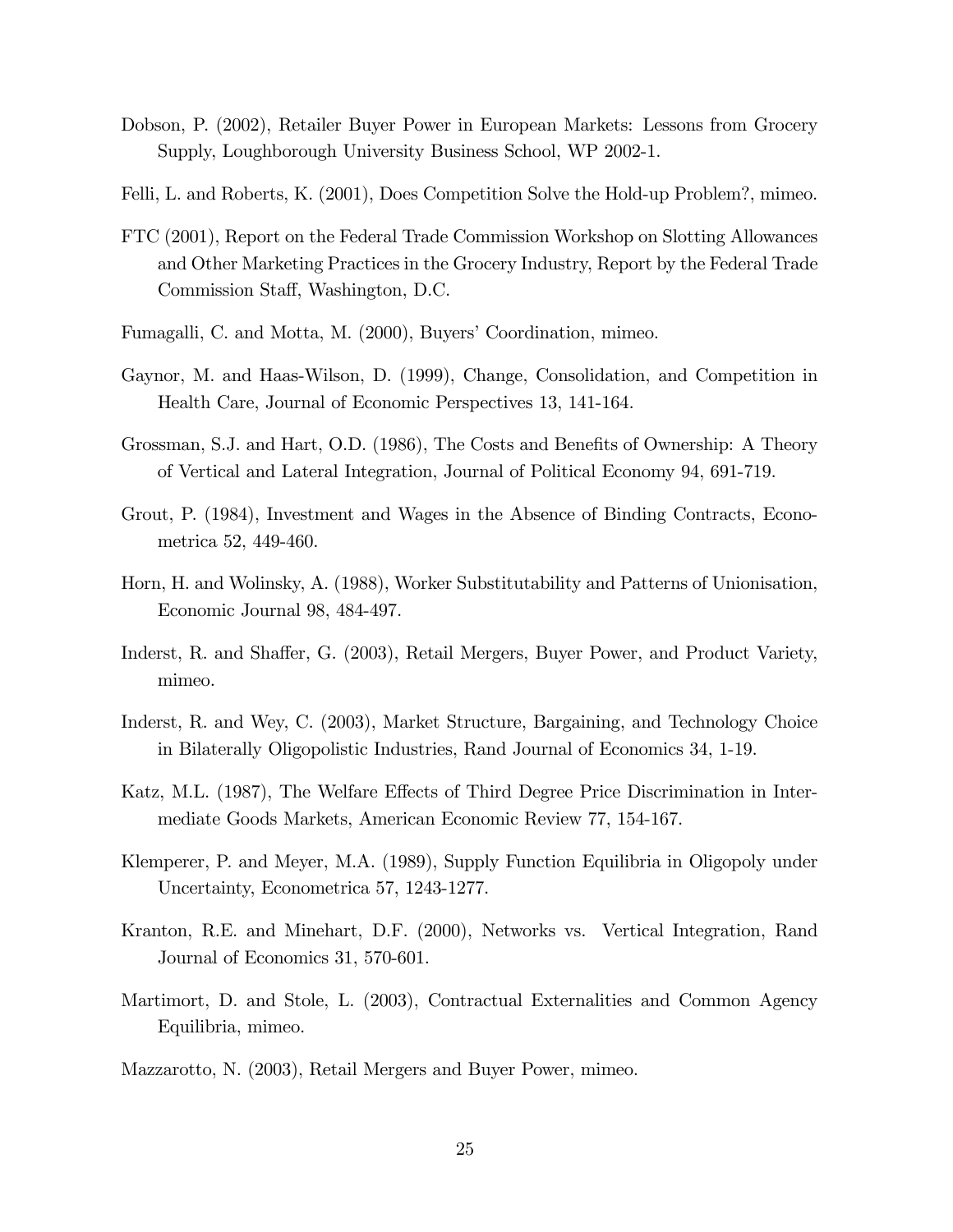Dobson, P. (2002), Retailer Buyer Power in European Markets: Lessons from Grocery Supply, Loughborough University Business School, WP 2002-1.

Felli, L. and Roberts, K. (2001), Does Competition Solve the Hold-up Problem?, mimeo.

FTC (2001), Report on the Federal Trade Commission Workshop on Slotting Allowances and Other Marketing Practices in the Grocery Industry, Report by the Federal Trade Commission Staff, Washington, D.C.

Fumagalli, C. and Motta, M. (2000), Buyers' Coordination, mimeo.

Gaynor, M. and Haas-Wilson, D. (1999), Change, Consolidation, and Competition in Health Care, Journal of Economic Perspectives 13, 141-164.

Grossman, S.J. and Hart, O.D. (1986), The Costs and Benefits of Ownership: A Theory of Vertical and Lateral Integration, Journal of Political Economy 94, 691-719.

Grout, P. (1984), Investment and Wages in the Absence of Binding Contracts, Econometrica 52, 449-460.

Horn, H. and Wolinsky, A. (1988), Worker Substitutability and Patterns of Unionisation, Economic Journal 98, 484-497.

Inderst, R. and Shaffer, G. (2003), Retail Mergers, Buyer Power, and Product Variety, mimeo.

Inderst, R. and Wey, C. (2003), Market Structure, Bargaining, and Technology Choice in Bilaterally Oligopolistic Industries, Rand Journal of Economics 34, 1-19.

Katz, M.L. (1987), The Welfare Effects of Third Degree Price Discrimination in Intermediate Goods Markets, American Economic Review 77, 154-167.

Klemperer, P. and Meyer, M.A. (1989), Supply Function Equilibria in Oligopoly under Uncertainty, Econometrica 57, 1243-1277.

Kranton, R.E. and Minehart, D.F. (2000), Networks vs. Vertical Integration, Rand Journal of Economics 31, 570-601.

Martimort, D. and Stole, L. (2003), Contractual Externalities and Common Agency Equilibria, mimeo.

Mazzarotto, N. (2003), Retail Mergers and Buyer Power, mimeo.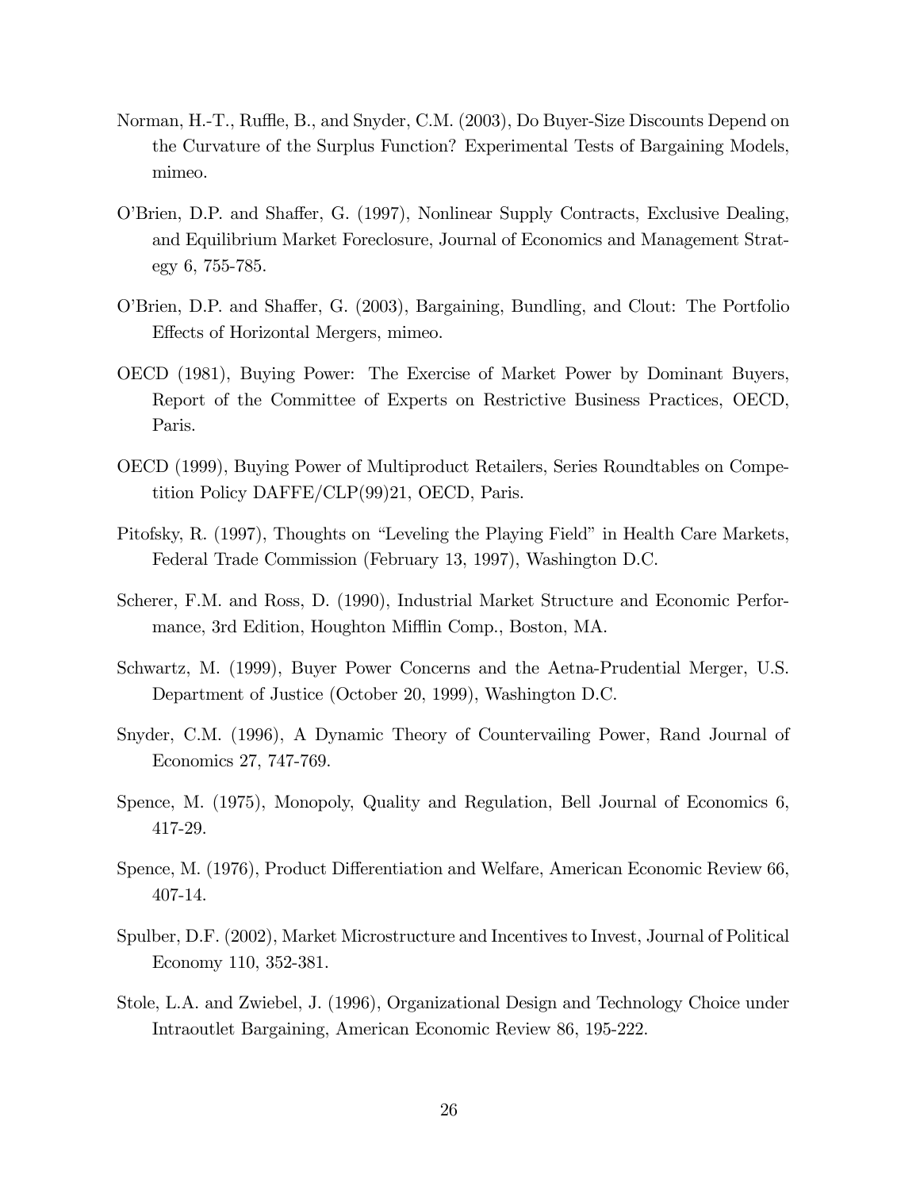Norman, H.-T., Ruffle, B., and Snyder, C.M. (2003), Do Buyer-Size Discounts Depend on the Curvature of the Surplus Function? Experimental Tests of Bargaining Models, mimeo.

O'Brien, D.P. and Shaffer, G. (1997), Nonlinear Supply Contracts, Exclusive Dealing, and Equilibrium Market Foreclosure, Journal of Economics and Management Strategy 6, 755-785.

O'Brien, D.P. and Shaffer, G. (2003), Bargaining, Bundling, and Clout: The Portfolio Effects of Horizontal Mergers, mimeo.

OECD (1981), Buying Power: The Exercise of Market Power by Dominant Buyers, Report of the Committee of Experts on Restrictive Business Practices, OECD, Paris.

OECD (1999), Buying Power of Multiproduct Retailers, Series Roundtables on Competition Policy DAFFE/CLP(99)21, OECD, Paris.

Pitofsky, R. (1997), Thoughts on "Leveling the Playing Field" in Health Care Markets, Federal Trade Commission (February 13, 1997), Washington D.C.

Scherer, F.M. and Ross, D. (1990), Industrial Market Structure and Economic Performance, 3rd Edition, Houghton Mifflin Comp., Boston, MA.

Schwartz, M. (1999), Buyer Power Concerns and the Aetna-Prudential Merger, U.S. Department of Justice (October 20, 1999), Washington D.C.

Snyder, C.M. (1996), A Dynamic Theory of Countervailing Power, Rand Journal of Economics 27, 747-769.

Spence, M. (1975), Monopoly, Quality and Regulation, Bell Journal of Economics 6, 417-29.

Spence, M. (1976), Product Differentiation and Welfare, American Economic Review 66, 407-14.

Spulber, D.F. (2002), Market Microstructure and Incentives to Invest, Journal of Political Economy 110, 352-381.

Stole, L.A. and Zwiebel, J. (1996), Organizational Design and Technology Choice under Intraoutlet Bargaining, American Economic Review 86, 195-222.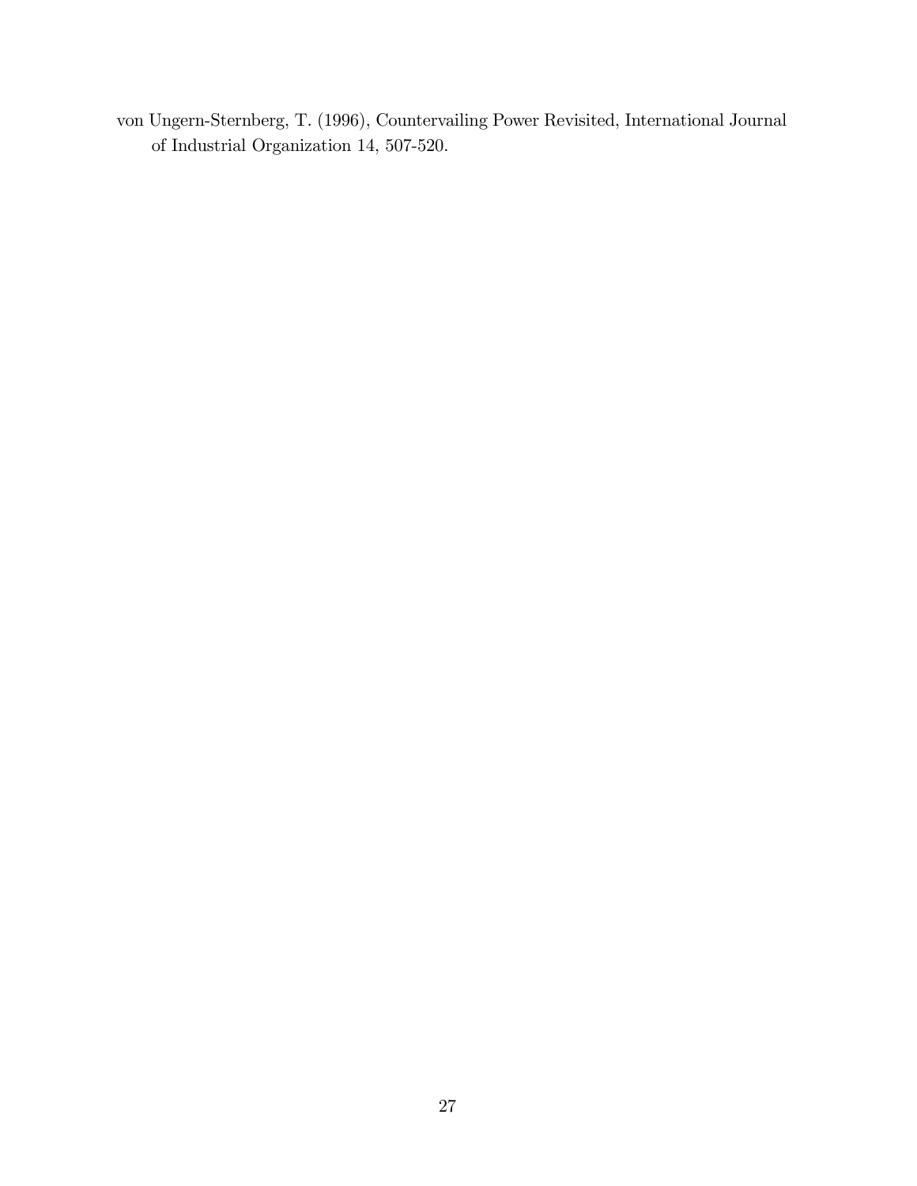von Ungern-Sternberg, T. (1996), Countervailing Power Revisited, International Journal of Industrial Organization 14, 507-520.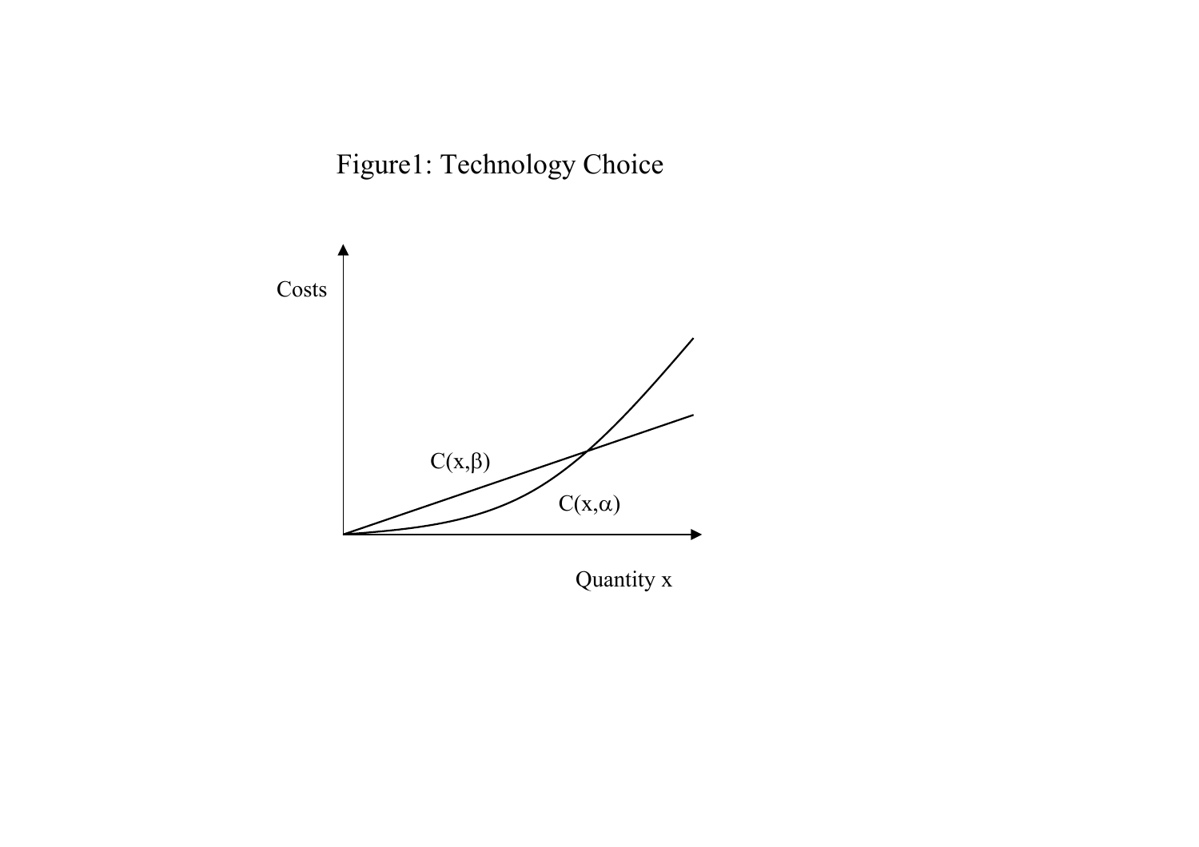Figure1: Technology Choice

Costs

$C(x,\beta)$

$C(x,\alpha)$

Quantity x